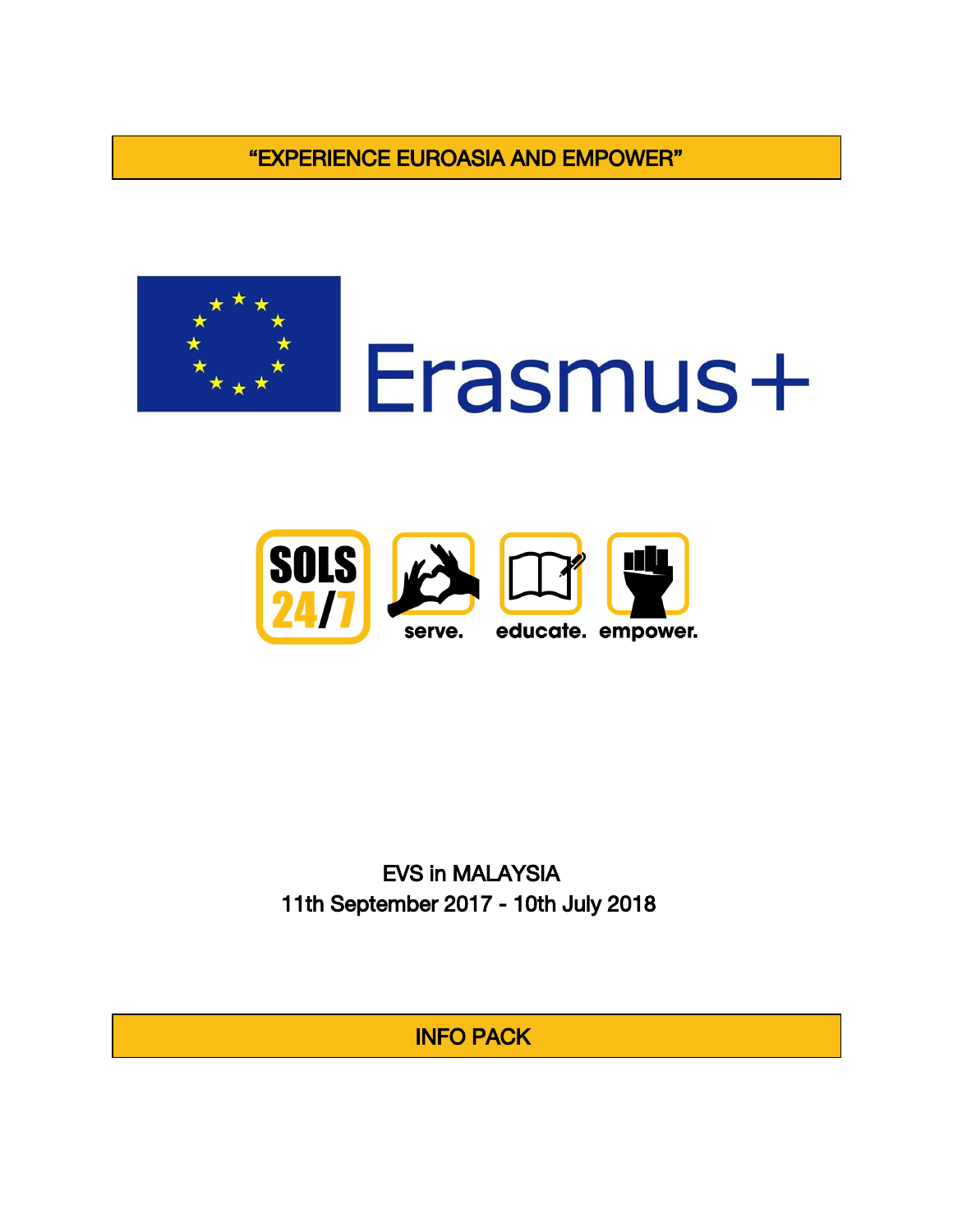# "EXPERIENCE EUROASIA AND EMPOWER"

Erasmus+

SOLS 24/7 serve. educate. empower.

EVS in MALAYSIA
11th September 2017 - 10th July 2018

## INFO PACK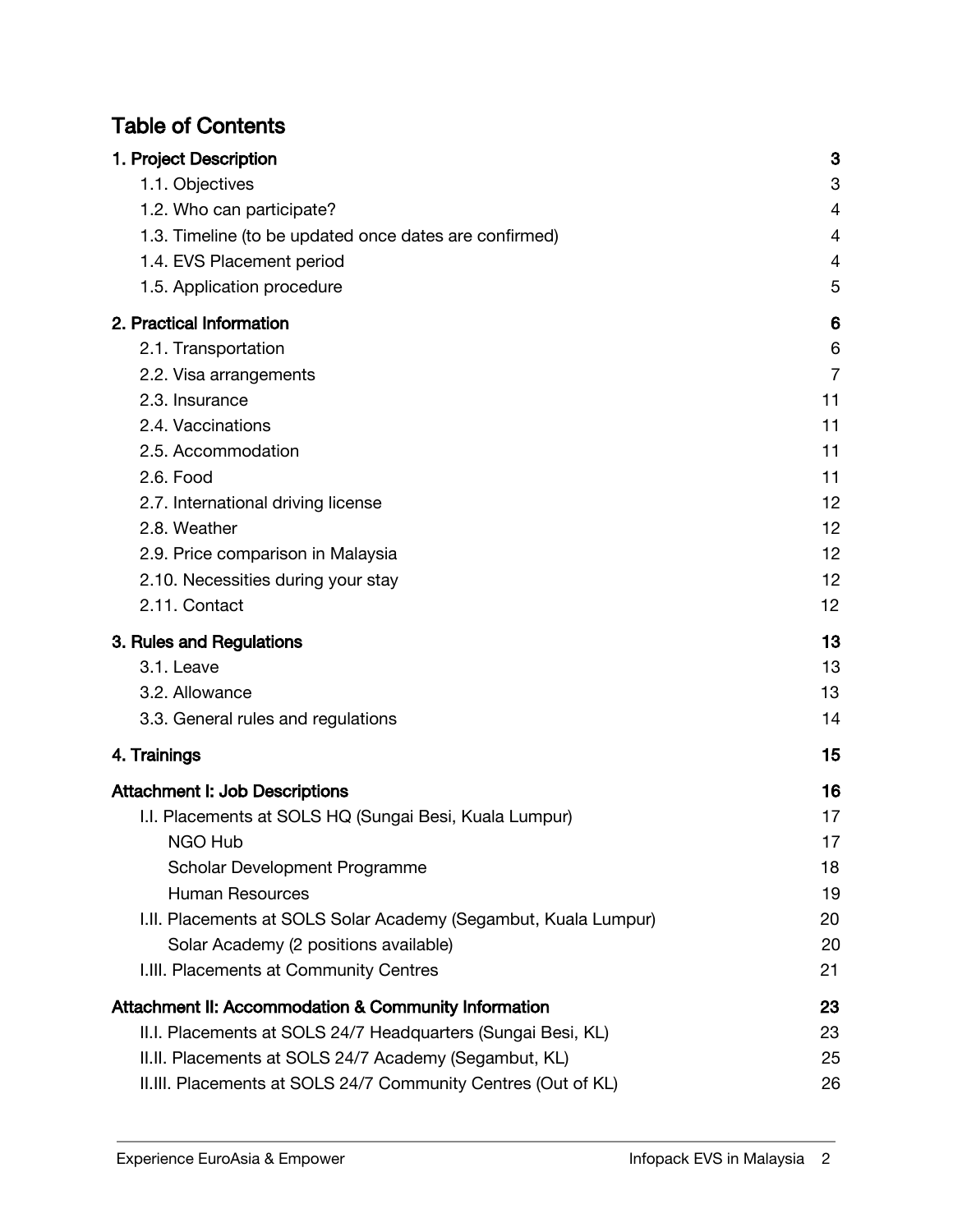## Table of Contents

**1. Project Description** **3**
- 1.1. Objectives 3
- 1.2. Who can participate? 4
- 1.3. Timeline (to be updated once dates are confirmed) 4
- 1.4. EVS Placement period 4
- 1.5. Application procedure 5

**2. Practical Information** **6**
- 2.1. Transportation 6
- 2.2. Visa arrangements 7
- 2.3. Insurance 11
- 2.4. Vaccinations 11
- 2.5. Accommodation 11
- 2.6. Food 11
- 2.7. International driving license 12
- 2.8. Weather 12
- 2.9. Price comparison in Malaysia 12
- 2.10. Necessities during your stay 12
- 2.11. Contact 12

**3. Rules and Regulations** **13**
- 3.1. Leave 13
- 3.2. Allowance 13
- 3.3. General rules and regulations 14

**4. Trainings** **15**

**Attachment I: Job Descriptions** **16**
- I.I. Placements at SOLS HQ (Sungai Besi, Kuala Lumpur) 17
  - NGO Hub 17
  - Scholar Development Programme 18
  - Human Resources 19
- I.II. Placements at SOLS Solar Academy (Segambut, Kuala Lumpur) 20
  - Solar Academy (2 positions available) 20
- I.III. Placements at Community Centres 21

**Attachment II: Accommodation & Community Information** **23**
- II.I. Placements at SOLS 24/7 Headquarters (Sungai Besi, KL) 23
- II.II. Placements at SOLS 24/7 Academy (Segambut, KL) 25
- II.III. Placements at SOLS 24/7 Community Centres (Out of KL) 26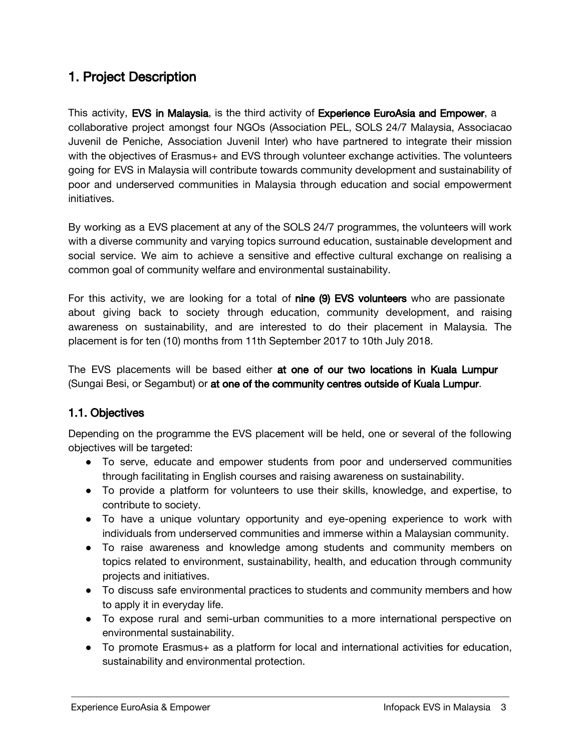## 1. Project Description

This activity, **EVS in Malaysia**, is the third activity of **Experience EuroAsia and Empower**, a collaborative project amongst four NGOs (Association PEL, SOLS 24/7 Malaysia, Associacao Juvenil de Peniche, Association Juvenil Inter) who have partnered to integrate their mission with the objectives of Erasmus+ and EVS through volunteer exchange activities. The volunteers going for EVS in Malaysia will contribute towards community development and sustainability of poor and underserved communities in Malaysia through education and social empowerment initiatives.

By working as a EVS placement at any of the SOLS 24/7 programmes, the volunteers will work with a diverse community and varying topics surround education, sustainable development and social service. We aim to achieve a sensitive and effective cultural exchange on realising a common goal of community welfare and environmental sustainability.

For this activity, we are looking for a total of **nine (9) EVS volunteers** who are passionate about giving back to society through education, community development, and raising awareness on sustainability, and are interested to do their placement in Malaysia. The placement is for ten (10) months from 11th September 2017 to 10th July 2018.

The EVS placements will be based either **at one of our two locations in Kuala Lumpur** (Sungai Besi, or Segambut) or **at one of the community centres outside of Kuala Lumpur**.

### 1.1. Objectives

Depending on the programme the EVS placement will be held, one or several of the following objectives will be targeted:

- To serve, educate and empower students from poor and underserved communities through facilitating in English courses and raising awareness on sustainability.
- To provide a platform for volunteers to use their skills, knowledge, and expertise, to contribute to society.
- To have a unique voluntary opportunity and eye-opening experience to work with individuals from underserved communities and immerse within a Malaysian community.
- To raise awareness and knowledge among students and community members on topics related to environment, sustainability, health, and education through community projects and initiatives.
- To discuss safe environmental practices to students and community members and how to apply it in everyday life.
- To expose rural and semi-urban communities to a more international perspective on environmental sustainability.
- To promote Erasmus+ as a platform for local and international activities for education, sustainability and environmental protection.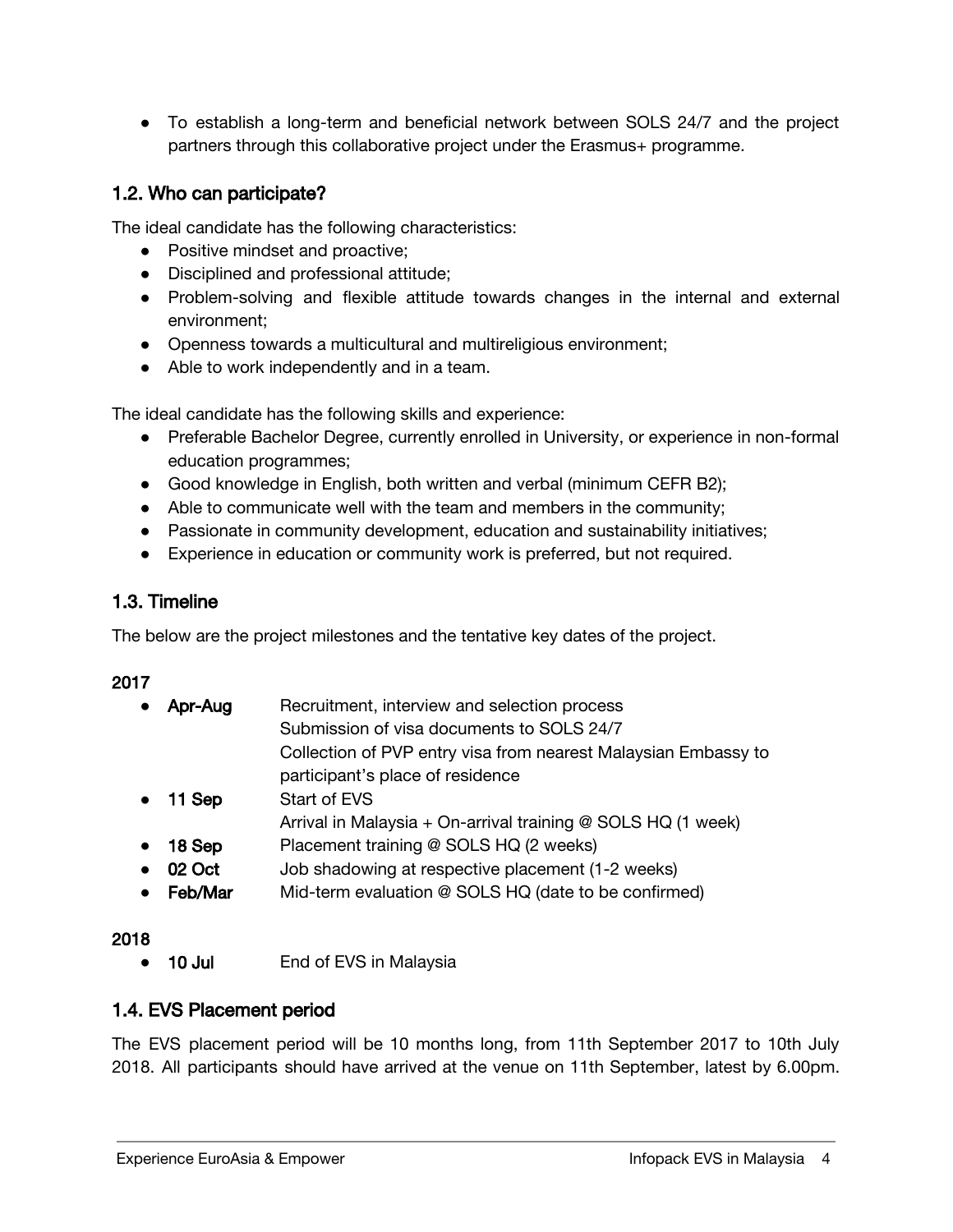- To establish a long-term and beneficial network between SOLS 24/7 and the project partners through this collaborative project under the Erasmus+ programme.

## 1.2. Who can participate?

The ideal candidate has the following characteristics:

- Positive mindset and proactive;
- Disciplined and professional attitude;
- Problem-solving and flexible attitude towards changes in the internal and external environment;
- Openness towards a multicultural and multireligious environment;
- Able to work independently and in a team.

The ideal candidate has the following skills and experience:

- Preferable Bachelor Degree, currently enrolled in University, or experience in non-formal education programmes;
- Good knowledge in English, both written and verbal (minimum CEFR B2);
- Able to communicate well with the team and members in the community;
- Passionate in community development, education and sustainability initiatives;
- Experience in education or community work is preferred, but not required.

## 1.3. Timeline

The below are the project milestones and the tentative key dates of the project.

**2017**

- **Apr-Aug** Recruitment, interview and selection process
  Submission of visa documents to SOLS 24/7
  Collection of PVP entry visa from nearest Malaysian Embassy to participant's place of residence
- **11 Sep** Start of EVS
  Arrival in Malaysia + On-arrival training @ SOLS HQ (1 week)
- **18 Sep** Placement training @ SOLS HQ (2 weeks)
- **02 Oct** Job shadowing at respective placement (1-2 weeks)
- **Feb/Mar** Mid-term evaluation @ SOLS HQ (date to be confirmed)

**2018**

- **10 Jul** End of EVS in Malaysia

## 1.4. EVS Placement period

The EVS placement period will be 10 months long, from 11th September 2017 to 10th July 2018. All participants should have arrived at the venue on 11th September, latest by 6.00pm.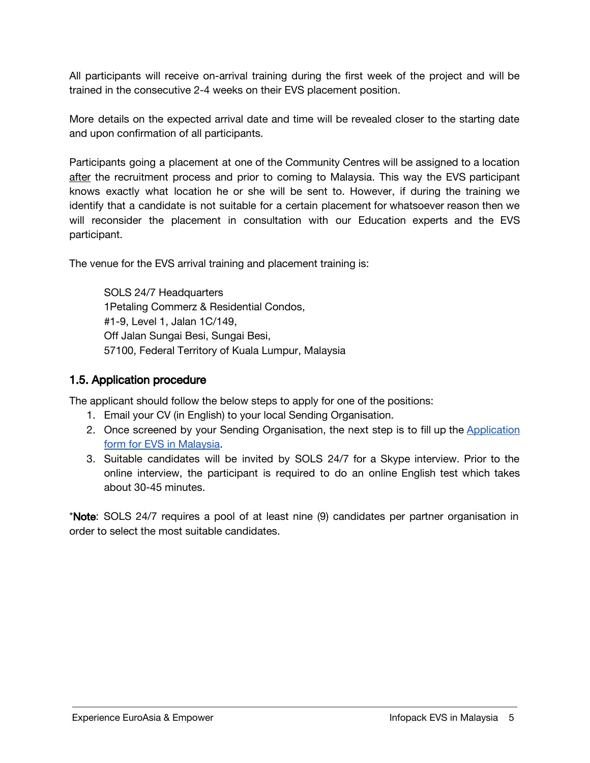All participants will receive on-arrival training during the first week of the project and will be trained in the consecutive 2-4 weeks on their EVS placement position.

More details on the expected arrival date and time will be revealed closer to the starting date and upon confirmation of all participants.

Participants going a placement at one of the Community Centres will be assigned to a location after the recruitment process and prior to coming to Malaysia. This way the EVS participant knows exactly what location he or she will be sent to. However, if during the training we identify that a candidate is not suitable for a certain placement for whatsoever reason then we will reconsider the placement in consultation with our Education experts and the EVS participant.

The venue for the EVS arrival training and placement training is:

> SOLS 24/7 Headquarters
> 1Petaling Commerz & Residential Condos,
> #1-9, Level 1, Jalan 1C/149,
> Off Jalan Sungai Besi, Sungai Besi,
> 57100, Federal Territory of Kuala Lumpur, Malaysia

### 1.5. Application procedure

The applicant should follow the below steps to apply for one of the positions:

1. Email your CV (in English) to your local Sending Organisation.
2. Once screened by your Sending Organisation, the next step is to fill up the Application form for EVS in Malaysia.
3. Suitable candidates will be invited by SOLS 24/7 for a Skype interview. Prior to the online interview, the participant is required to do an online English test which takes about 30-45 minutes.

*Note: SOLS 24/7 requires a pool of at least nine (9) candidates per partner organisation in order to select the most suitable candidates.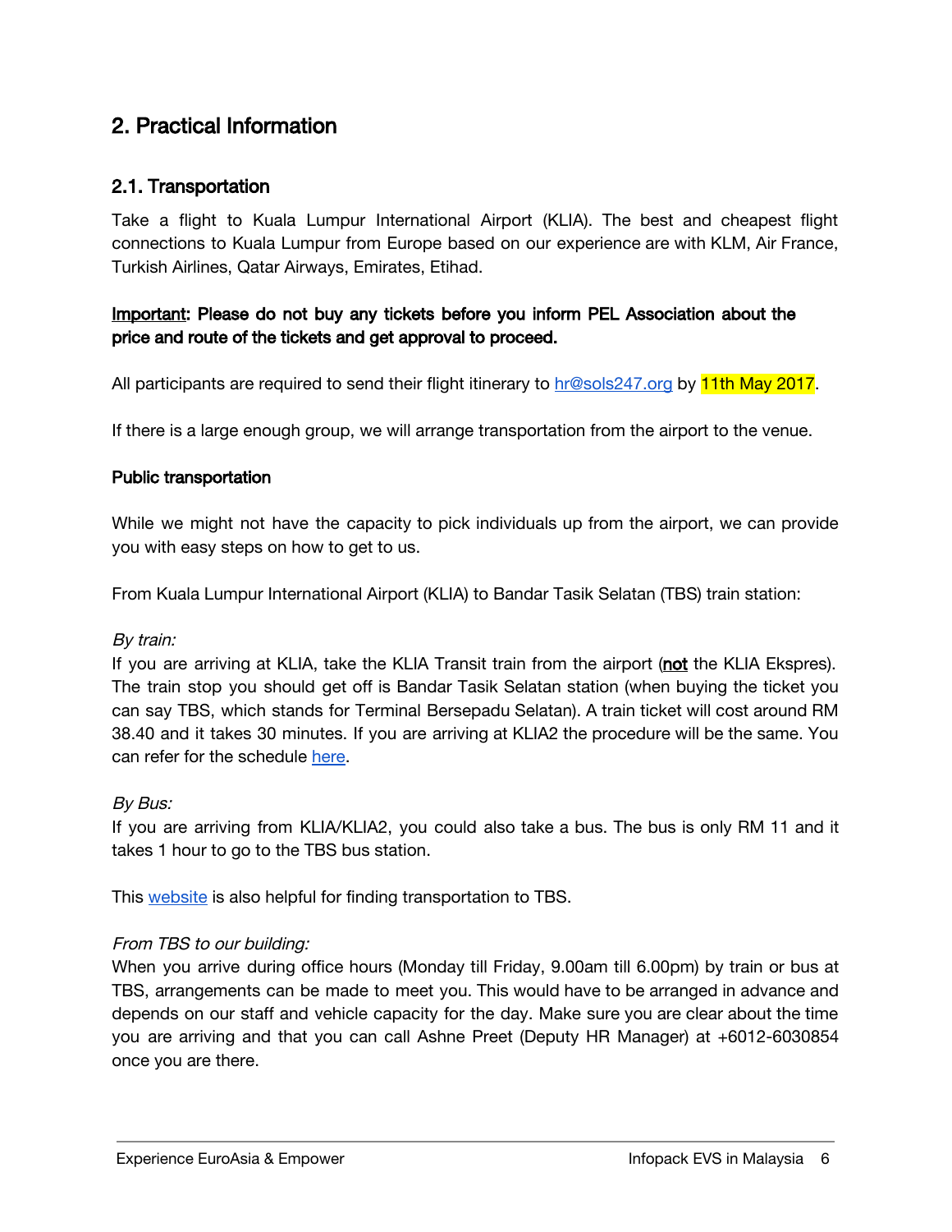## 2. Practical Information

### 2.1. Transportation

Take a flight to Kuala Lumpur International Airport (KLIA). The best and cheapest flight connections to Kuala Lumpur from Europe based on our experience are with KLM, Air France, Turkish Airlines, Qatar Airways, Emirates, Etihad.

**Important: Please do not buy any tickets before you inform PEL Association about the price and route of the tickets and get approval to proceed.**

All participants are required to send their flight itinerary to hr@sols247.org by 11th May 2017.

If there is a large enough group, we will arrange transportation from the airport to the venue.

**Public transportation**

While we might not have the capacity to pick individuals up from the airport, we can provide you with easy steps on how to get to us.

From Kuala Lumpur International Airport (KLIA) to Bandar Tasik Selatan (TBS) train station:

*By train:*
If you are arriving at KLIA, take the KLIA Transit train from the airport (**not** the KLIA Ekspres). The train stop you should get off is Bandar Tasik Selatan station (when buying the ticket you can say TBS, which stands for Terminal Bersepadu Selatan). A train ticket will cost around RM 38.40 and it takes 30 minutes. If you are arriving at KLIA2 the procedure will be the same. You can refer for the schedule here.

*By Bus:*
If you are arriving from KLIA/KLIA2, you could also take a bus. The bus is only RM 11 and it takes 1 hour to go to the TBS bus station.

This website is also helpful for finding transportation to TBS.

*From TBS to our building:*
When you arrive during office hours (Monday till Friday, 9.00am till 6.00pm) by train or bus at TBS, arrangements can be made to meet you. This would have to be arranged in advance and depends on our staff and vehicle capacity for the day. Make sure you are clear about the time you are arriving and that you can call Ashne Preet (Deputy HR Manager) at +6012-6030854 once you are there.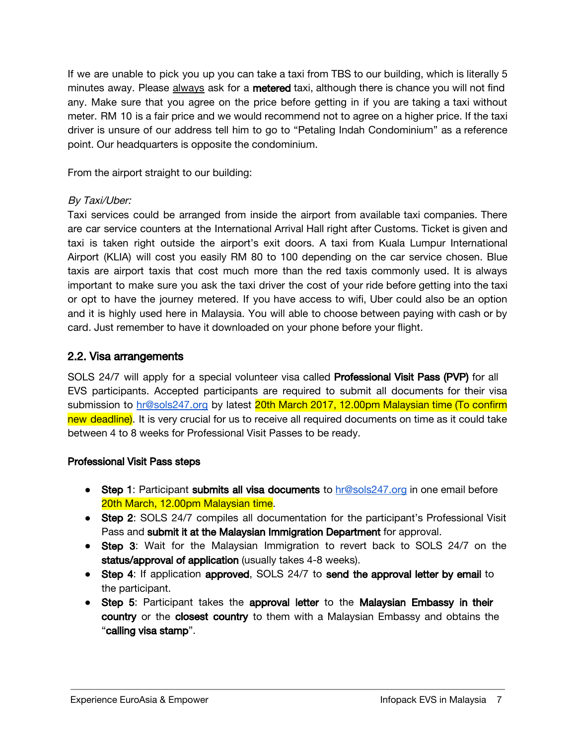If we are unable to pick you up you can take a taxi from TBS to our building, which is literally 5 minutes away. Please always ask for a **metered** taxi, although there is chance you will not find any. Make sure that you agree on the price before getting in if you are taking a taxi without meter. RM 10 is a fair price and we would recommend not to agree on a higher price. If the taxi driver is unsure of our address tell him to go to "Petaling Indah Condominium" as a reference point. Our headquarters is opposite the condominium.

From the airport straight to our building:

*By Taxi/Uber:*
Taxi services could be arranged from inside the airport from available taxi companies. There are car service counters at the International Arrival Hall right after Customs. Ticket is given and taxi is taken right outside the airport's exit doors. A taxi from Kuala Lumpur International Airport (KLIA) will cost you easily RM 80 to 100 depending on the car service chosen. Blue taxis are airport taxis that cost much more than the red taxis commonly used. It is always important to make sure you ask the taxi driver the cost of your ride before getting into the taxi or opt to have the journey metered. If you have access to wifi, Uber could also be an option and it is highly used here in Malaysia. You will able to choose between paying with cash or by card. Just remember to have it downloaded on your phone before your flight.

## 2.2. Visa arrangements

SOLS 24/7 will apply for a special volunteer visa called **Professional Visit Pass (PVP)** for all EVS participants. Accepted participants are required to submit all documents for their visa submission to hr@sols247.org by latest 20th March 2017, 12.00pm Malaysian time (To confirm new deadline). It is very crucial for us to receive all required documents on time as it could take between 4 to 8 weeks for Professional Visit Passes to be ready.

**Professional Visit Pass steps**

- **Step 1**: Participant **submits all visa documents** to hr@sols247.org in one email before 20th March, 12.00pm Malaysian time.
- **Step 2**: SOLS 24/7 compiles all documentation for the participant's Professional Visit Pass and **submit it at the Malaysian Immigration Department** for approval.
- **Step 3**: Wait for the Malaysian Immigration to revert back to SOLS 24/7 on the **status/approval of application** (usually takes 4-8 weeks).
- **Step 4**: If application **approved**, SOLS 24/7 to **send the approval letter by email** to the participant.
- **Step 5**: Participant takes the **approval letter** to the **Malaysian Embassy in their country** or the **closest country** to them with a Malaysian Embassy and obtains the "**calling visa stamp**".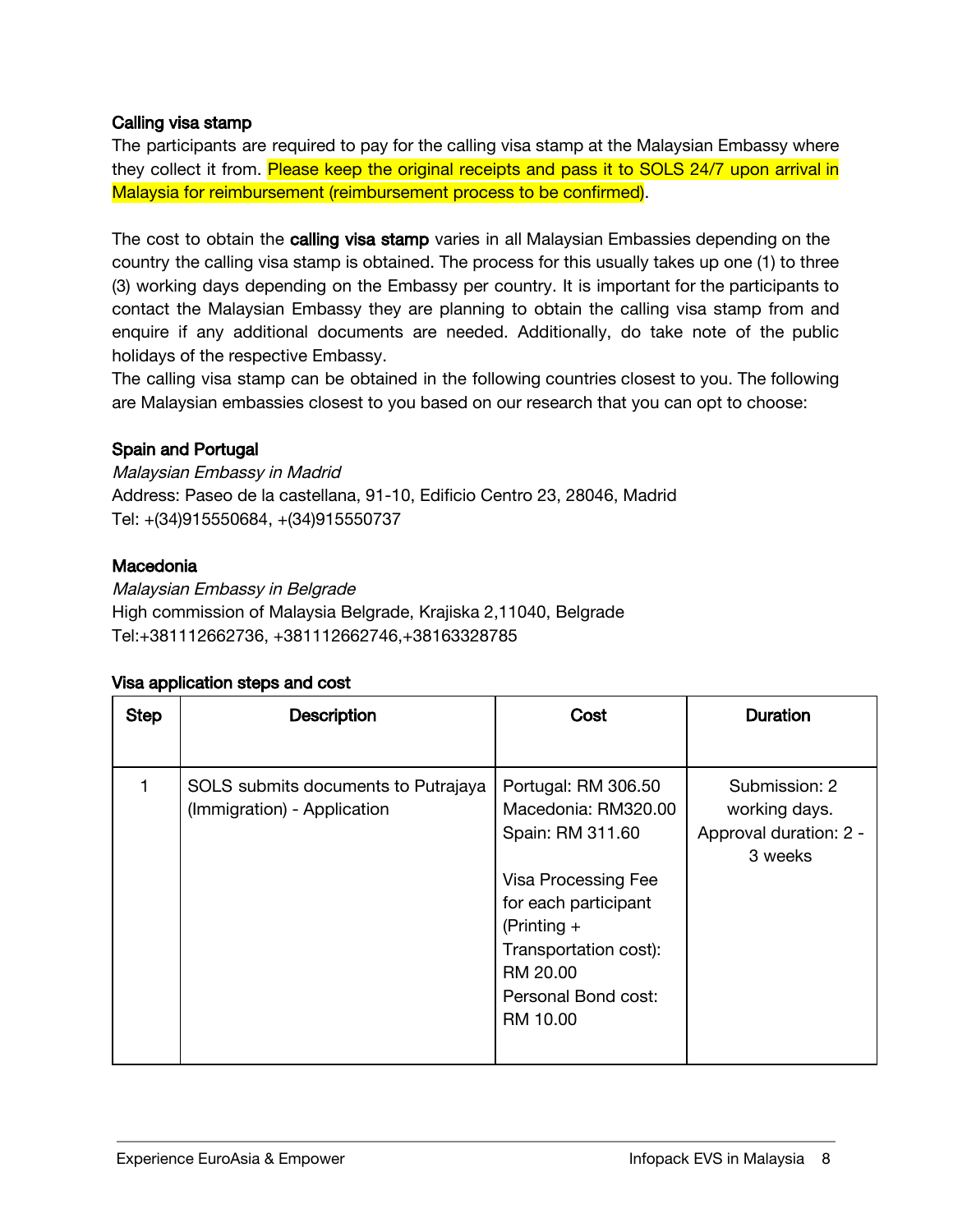**Calling visa stamp**

The participants are required to pay for the calling visa stamp at the Malaysian Embassy where they collect it from. Please keep the original receipts and pass it to SOLS 24/7 upon arrival in Malaysia for reimbursement (reimbursement process to be confirmed).

The cost to obtain the **calling visa stamp** varies in all Malaysian Embassies depending on the country the calling visa stamp is obtained. The process for this usually takes up one (1) to three (3) working days depending on the Embassy per country. It is important for the participants to contact the Malaysian Embassy they are planning to obtain the calling visa stamp from and enquire if any additional documents are needed. Additionally, do take note of the public holidays of the respective Embassy.

The calling visa stamp can be obtained in the following countries closest to you. The following are Malaysian embassies closest to you based on our research that you can opt to choose:

**Spain and Portugal**

*Malaysian Embassy in Madrid*
Address: Paseo de la castellana, 91-10, Edificio Centro 23, 28046, Madrid
Tel: +(34)915550684, +(34)915550737

**Macedonia**

*Malaysian Embassy in Belgrade*
High commission of Malaysia Belgrade, Krajiska 2,11040, Belgrade
Tel:+381112662736, +381112662746,+38163328785

**Visa application steps and cost**

| Step | Description | Cost | Duration |
|---|---|---|---|
| 1 | SOLS submits documents to Putrajaya (Immigration) - Application | Portugal: RM 306.50<br>Macedonia: RM320.00<br>Spain: RM 311.60<br><br>Visa Processing Fee for each participant (Printing + Transportation cost): RM 20.00<br>Personal Bond cost: RM 10.00 | Submission: 2 working days.<br>Approval duration: 2 - 3 weeks |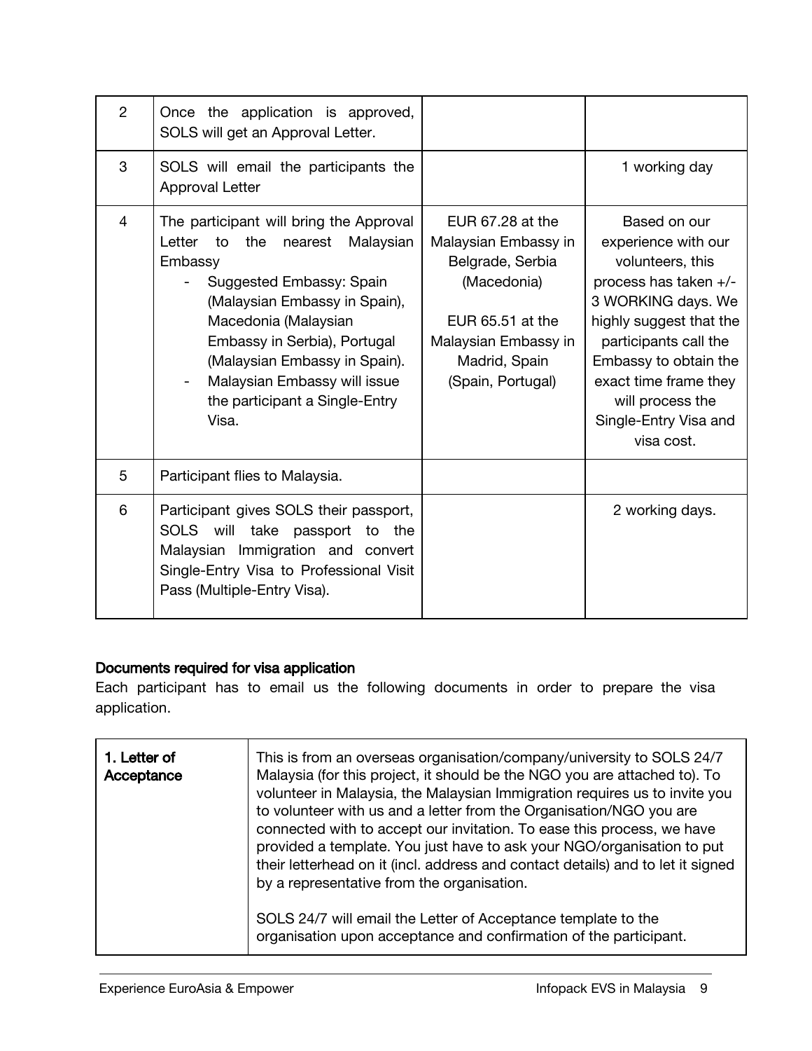| | | | |
|---|---|---|---|
| 2 | Once the application is approved, SOLS will get an Approval Letter. | | |
| 3 | SOLS will email the participants the Approval Letter | | 1 working day |
| 4 | The participant will bring the Approval Letter to the nearest Malaysian Embassy<br>- Suggested Embassy: Spain (Malaysian Embassy in Spain), Macedonia (Malaysian Embassy in Serbia), Portugal (Malaysian Embassy in Spain).<br>- Malaysian Embassy will issue the participant a Single-Entry Visa. | EUR 67.28 at the Malaysian Embassy in Belgrade, Serbia (Macedonia)<br><br>EUR 65.51 at the Malaysian Embassy in Madrid, Spain (Spain, Portugal) | Based on our experience with our volunteers, this process has taken +/- 3 WORKING days. We highly suggest that the participants call the Embassy to obtain the exact time frame they will process the Single-Entry Visa and visa cost. |
| 5 | Participant flies to Malaysia. | | |
| 6 | Participant gives SOLS their passport, SOLS will take passport to the Malaysian Immigration and convert Single-Entry Visa to Professional Visit Pass (Multiple-Entry Visa). | | 2 working days. |

## Documents required for visa application

Each participant has to email us the following documents in order to prepare the visa application.

| | |
|---|---|
| **1. Letter of Acceptance** | This is from an overseas organisation/company/university to SOLS 24/7 Malaysia (for this project, it should be the NGO you are attached to). To volunteer in Malaysia, the Malaysian Immigration requires us to invite you to volunteer with us and a letter from the Organisation/NGO you are connected with to accept our invitation. To ease this process, we have provided a template. You just have to ask your NGO/organisation to put their letterhead on it (incl. address and contact details) and to let it signed by a representative from the organisation.<br><br>SOLS 24/7 will email the Letter of Acceptance template to the organisation upon acceptance and confirmation of the participant. |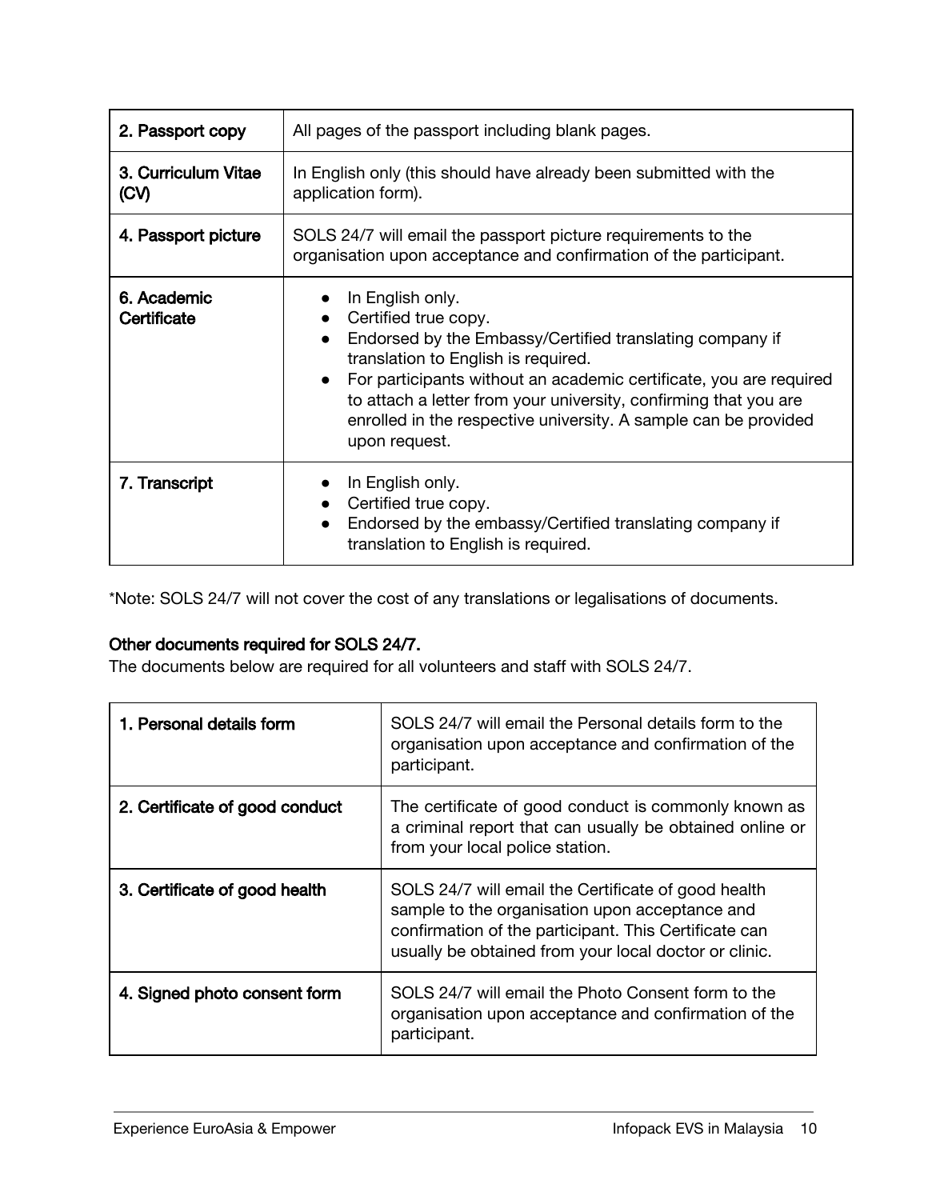| 2. Passport copy | All pages of the passport including blank pages. |
|---|---|
| 3. Curriculum Vitae (CV) | In English only (this should have already been submitted with the application form). |
| 4. Passport picture | SOLS 24/7 will email the passport picture requirements to the organisation upon acceptance and confirmation of the participant. |
| 6. Academic Certificate | • In English only.<br>• Certified true copy.<br>• Endorsed by the Embassy/Certified translating company if translation to English is required.<br>• For participants without an academic certificate, you are required to attach a letter from your university, confirming that you are enrolled in the respective university. A sample can be provided upon request. |
| 7. Transcript | • In English only.<br>• Certified true copy.<br>• Endorsed by the embassy/Certified translating company if translation to English is required. |

*Note: SOLS 24/7 will not cover the cost of any translations or legalisations of documents.

**Other documents required for SOLS 24/7.**

The documents below are required for all volunteers and staff with SOLS 24/7.

| 1. Personal details form | SOLS 24/7 will email the Personal details form to the organisation upon acceptance and confirmation of the participant. |
|---|---|
| 2. Certificate of good conduct | The certificate of good conduct is commonly known as a criminal report that can usually be obtained online or from your local police station. |
| 3. Certificate of good health | SOLS 24/7 will email the Certificate of good health sample to the organisation upon acceptance and confirmation of the participant. This Certificate can usually be obtained from your local doctor or clinic. |
| 4. Signed photo consent form | SOLS 24/7 will email the Photo Consent form to the organisation upon acceptance and confirmation of the participant. |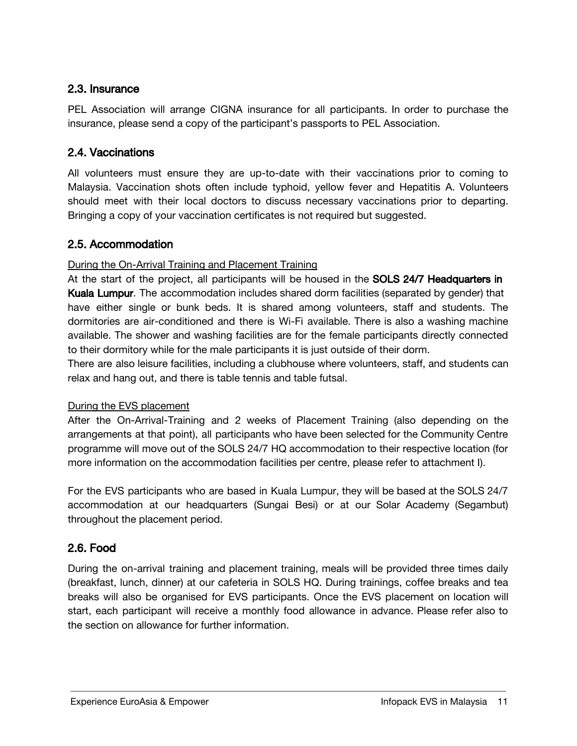## 2.3. Insurance

PEL Association will arrange CIGNA insurance for all participants. In order to purchase the insurance, please send a copy of the participant's passports to PEL Association.

## 2.4. Vaccinations

All volunteers must ensure they are up-to-date with their vaccinations prior to coming to Malaysia. Vaccination shots often include typhoid, yellow fever and Hepatitis A. Volunteers should meet with their local doctors to discuss necessary vaccinations prior to departing. Bringing a copy of your vaccination certificates is not required but suggested.

## 2.5. Accommodation

<u>During the On-Arrival Training and Placement Training</u>

At the start of the project, all participants will be housed in the **SOLS 24/7 Headquarters in Kuala Lumpur**. The accommodation includes shared dorm facilities (separated by gender) that have either single or bunk beds. It is shared among volunteers, staff and students. The dormitories are air-conditioned and there is Wi-Fi available. There is also a washing machine available. The shower and washing facilities are for the female participants directly connected to their dormitory while for the male participants it is just outside of their dorm.

There are also leisure facilities, including a clubhouse where volunteers, staff, and students can relax and hang out, and there is table tennis and table futsal.

<u>During the EVS placement</u>

After the On-Arrival-Training and 2 weeks of Placement Training (also depending on the arrangements at that point), all participants who have been selected for the Community Centre programme will move out of the SOLS 24/7 HQ accommodation to their respective location (for more information on the accommodation facilities per centre, please refer to attachment I).

For the EVS participants who are based in Kuala Lumpur, they will be based at the SOLS 24/7 accommodation at our headquarters (Sungai Besi) or at our Solar Academy (Segambut) throughout the placement period.

## 2.6. Food

During the on-arrival training and placement training, meals will be provided three times daily (breakfast, lunch, dinner) at our cafeteria in SOLS HQ. During trainings, coffee breaks and tea breaks will also be organised for EVS participants. Once the EVS placement on location will start, each participant will receive a monthly food allowance in advance. Please refer also to the section on allowance for further information.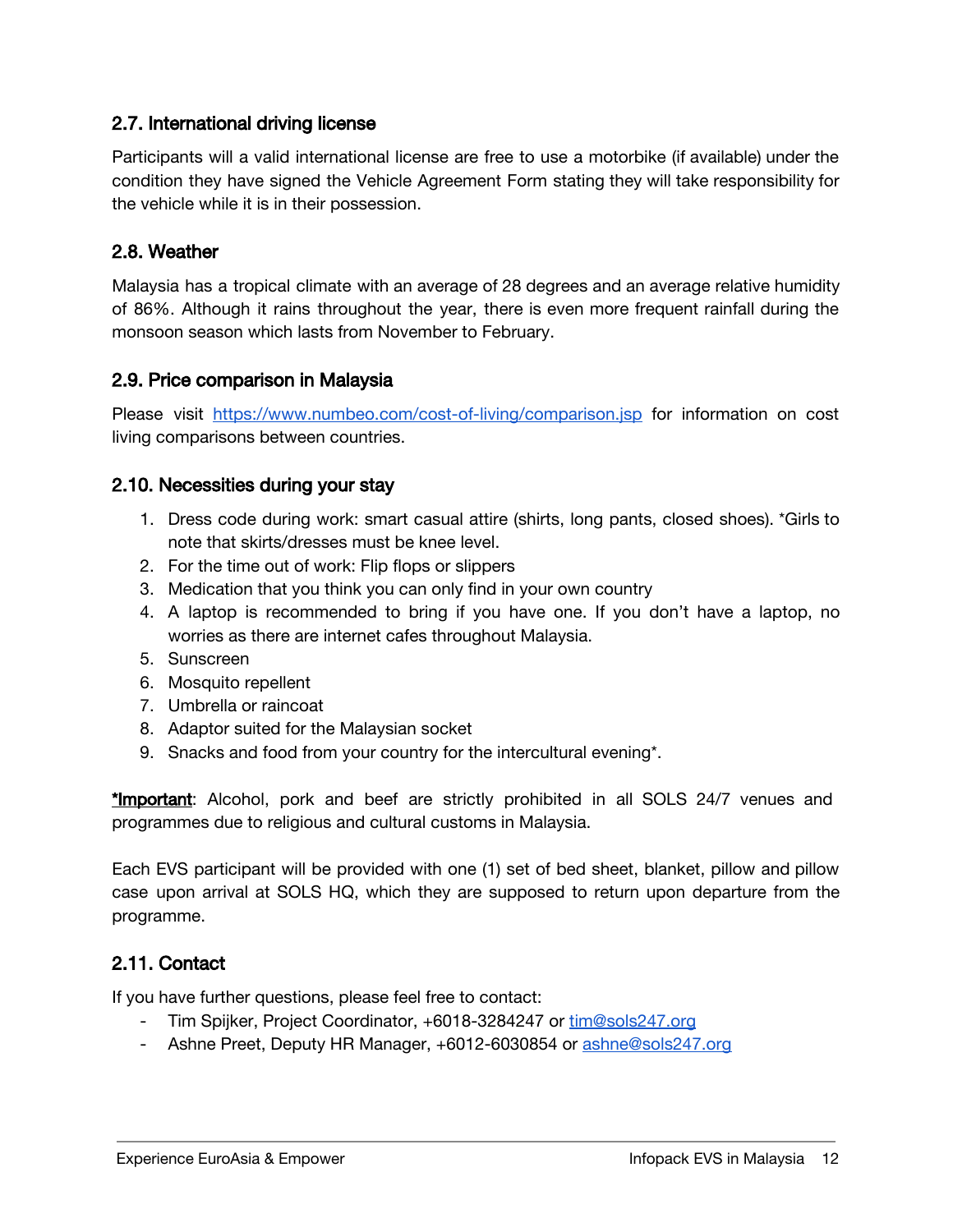### 2.7. International driving license

Participants will a valid international license are free to use a motorbike (if available) under the condition they have signed the Vehicle Agreement Form stating they will take responsibility for the vehicle while it is in their possession.

### 2.8. Weather

Malaysia has a tropical climate with an average of 28 degrees and an average relative humidity of 86%. Although it rains throughout the year, there is even more frequent rainfall during the monsoon season which lasts from November to February.

### 2.9. Price comparison in Malaysia

Please visit https://www.numbeo.com/cost-of-living/comparison.jsp for information on cost living comparisons between countries.

### 2.10. Necessities during your stay

1. Dress code during work: smart casual attire (shirts, long pants, closed shoes). *Girls to note that skirts/dresses must be knee level.
2. For the time out of work: Flip flops or slippers
3. Medication that you think you can only find in your own country
4. A laptop is recommended to bring if you have one. If you don't have a laptop, no worries as there are internet cafes throughout Malaysia.
5. Sunscreen
6. Mosquito repellent
7. Umbrella or raincoat
8. Adaptor suited for the Malaysian socket
9. Snacks and food from your country for the intercultural evening*.

**<u>*Important</u>**: Alcohol, pork and beef are strictly prohibited in all SOLS 24/7 venues and programmes due to religious and cultural customs in Malaysia.

Each EVS participant will be provided with one (1) set of bed sheet, blanket, pillow and pillow case upon arrival at SOLS HQ, which they are supposed to return upon departure from the programme.

### 2.11. Contact

If you have further questions, please feel free to contact:

- Tim Spijker, Project Coordinator, +6018-3284247 or tim@sols247.org
- Ashne Preet, Deputy HR Manager, +6012-6030854 or ashne@sols247.org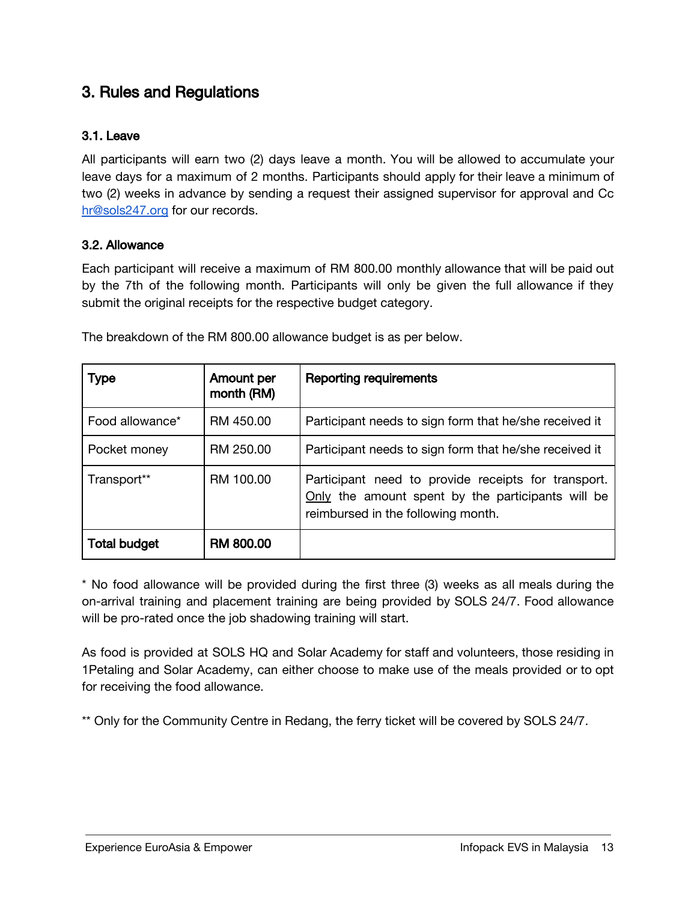## 3. Rules and Regulations

### 3.1. Leave

All participants will earn two (2) days leave a month. You will be allowed to accumulate your leave days for a maximum of 2 months. Participants should apply for their leave a minimum of two (2) weeks in advance by sending a request their assigned supervisor for approval and Cc hr@sols247.org for our records.

### 3.2. Allowance

Each participant will receive a maximum of RM 800.00 monthly allowance that will be paid out by the 7th of the following month. Participants will only be given the full allowance if they submit the original receipts for the respective budget category.

The breakdown of the RM 800.00 allowance budget is as per below.

| Type | Amount per month (RM) | Reporting requirements |
|---|---|---|
| Food allowance* | RM 450.00 | Participant needs to sign form that he/she received it |
| Pocket money | RM 250.00 | Participant needs to sign form that he/she received it |
| Transport** | RM 100.00 | Participant need to provide receipts for transport. <u>Only</u> the amount spent by the participants will be reimbursed in the following month. |
| **Total budget** | **RM 800.00** | |

* No food allowance will be provided during the first three (3) weeks as all meals during the on-arrival training and placement training are being provided by SOLS 24/7. Food allowance will be pro-rated once the job shadowing training will start.

As food is provided at SOLS HQ and Solar Academy for staff and volunteers, those residing in 1Petaling and Solar Academy, can either choose to make use of the meals provided or to opt for receiving the food allowance.

** Only for the Community Centre in Redang, the ferry ticket will be covered by SOLS 24/7.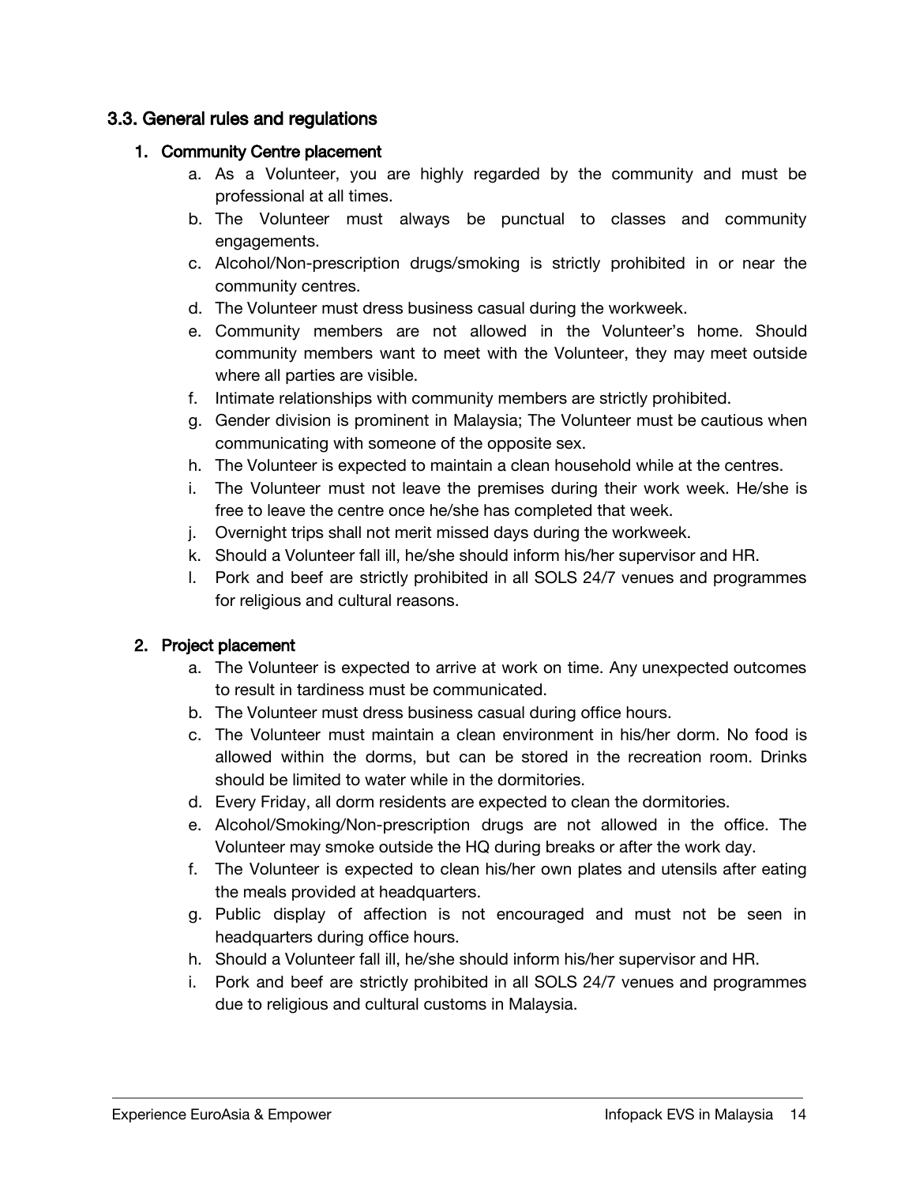## 3.3. General rules and regulations

1. **Community Centre placement**
    a. As a Volunteer, you are highly regarded by the community and must be professional at all times.
    b. The Volunteer must always be punctual to classes and community engagements.
    c. Alcohol/Non-prescription drugs/smoking is strictly prohibited in or near the community centres.
    d. The Volunteer must dress business casual during the workweek.
    e. Community members are not allowed in the Volunteer's home. Should community members want to meet with the Volunteer, they may meet outside where all parties are visible.
    f. Intimate relationships with community members are strictly prohibited.
    g. Gender division is prominent in Malaysia; The Volunteer must be cautious when communicating with someone of the opposite sex.
    h. The Volunteer is expected to maintain a clean household while at the centres.
    i. The Volunteer must not leave the premises during their work week. He/she is free to leave the centre once he/she has completed that week.
    j. Overnight trips shall not merit missed days during the workweek.
    k. Should a Volunteer fall ill, he/she should inform his/her supervisor and HR.
    l. Pork and beef are strictly prohibited in all SOLS 24/7 venues and programmes for religious and cultural reasons.

2. **Project placement**
    a. The Volunteer is expected to arrive at work on time. Any unexpected outcomes to result in tardiness must be communicated.
    b. The Volunteer must dress business casual during office hours.
    c. The Volunteer must maintain a clean environment in his/her dorm. No food is allowed within the dorms, but can be stored in the recreation room. Drinks should be limited to water while in the dormitories.
    d. Every Friday, all dorm residents are expected to clean the dormitories.
    e. Alcohol/Smoking/Non-prescription drugs are not allowed in the office. The Volunteer may smoke outside the HQ during breaks or after the work day.
    f. The Volunteer is expected to clean his/her own plates and utensils after eating the meals provided at headquarters.
    g. Public display of affection is not encouraged and must not be seen in headquarters during office hours.
    h. Should a Volunteer fall ill, he/she should inform his/her supervisor and HR.
    i. Pork and beef are strictly prohibited in all SOLS 24/7 venues and programmes due to religious and cultural customs in Malaysia.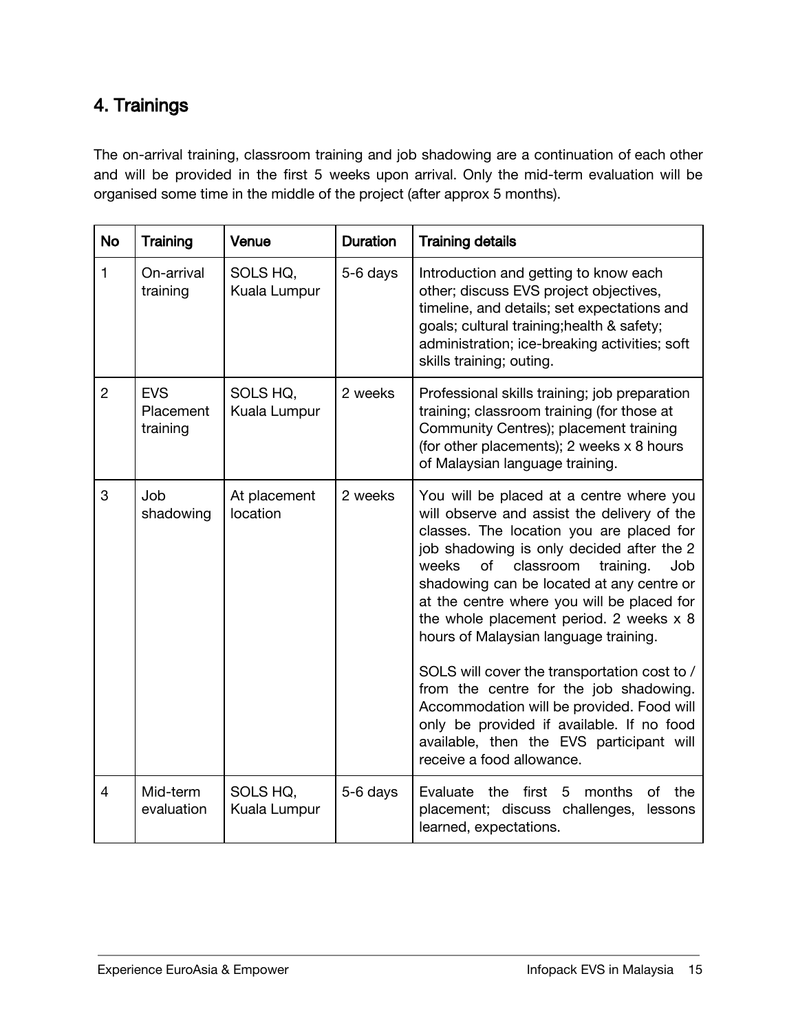## 4. Trainings

The on-arrival training, classroom training and job shadowing are a continuation of each other and will be provided in the first 5 weeks upon arrival. Only the mid-term evaluation will be organised some time in the middle of the project (after approx 5 months).

| No | Training | Venue | Duration | Training details |
|---|---|---|---|---|
| 1 | On-arrival training | SOLS HQ, Kuala Lumpur | 5-6 days | Introduction and getting to know each other; discuss EVS project objectives, timeline, and details; set expectations and goals; cultural training;health & safety; administration; ice-breaking activities; soft skills training; outing. |
| 2 | EVS Placement training | SOLS HQ, Kuala Lumpur | 2 weeks | Professional skills training; job preparation training; classroom training (for those at Community Centres); placement training (for other placements); 2 weeks x 8 hours of Malaysian language training. |
| 3 | Job shadowing | At placement location | 2 weeks | You will be placed at a centre where you will observe and assist the delivery of the classes. The location you are placed for job shadowing is only decided after the 2 weeks of classroom training. Job shadowing can be located at any centre or at the centre where you will be placed for the whole placement period. 2 weeks x 8 hours of Malaysian language training.<br><br>SOLS will cover the transportation cost to / from the centre for the job shadowing. Accommodation will be provided. Food will only be provided if available. If no food available, then the EVS participant will receive a food allowance. |
| 4 | Mid-term evaluation | SOLS HQ, Kuala Lumpur | 5-6 days | Evaluate the first 5 months of the placement; discuss challenges, lessons learned, expectations. |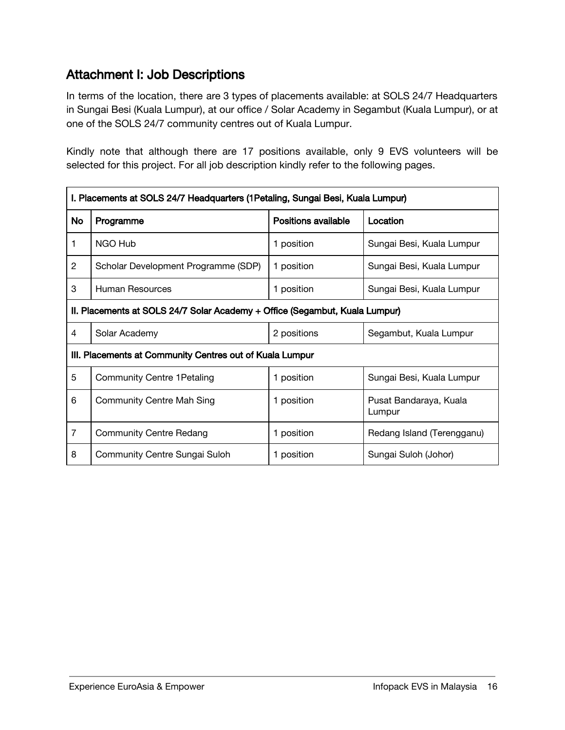## Attachment I: Job Descriptions

In terms of the location, there are 3 types of placements available: at SOLS 24/7 Headquarters in Sungai Besi (Kuala Lumpur), at our office / Solar Academy in Segambut (Kuala Lumpur), or at one of the SOLS 24/7 community centres out of Kuala Lumpur.

Kindly note that although there are 17 positions available, only 9 EVS volunteers will be selected for this project. For all job description kindly refer to the following pages.

| **I. Placements at SOLS 24/7 Headquarters (1Petaling, Sungai Besi, Kuala Lumpur)** | | | |
|---|---|---|---|
| **No** | **Programme** | **Positions available** | **Location** |
| 1 | NGO Hub | 1 position | Sungai Besi, Kuala Lumpur |
| 2 | Scholar Development Programme (SDP) | 1 position | Sungai Besi, Kuala Lumpur |
| 3 | Human Resources | 1 position | Sungai Besi, Kuala Lumpur |
| **II. Placements at SOLS 24/7 Solar Academy + Office (Segambut, Kuala Lumpur)** | | | |
| 4 | Solar Academy | 2 positions | Segambut, Kuala Lumpur |
| **III. Placements at Community Centres out of Kuala Lumpur** | | | |
| 5 | Community Centre 1Petaling | 1 position | Sungai Besi, Kuala Lumpur |
| 6 | Community Centre Mah Sing | 1 position | Pusat Bandaraya, Kuala Lumpur |
| 7 | Community Centre Redang | 1 position | Redang Island (Terengganu) |
| 8 | Community Centre Sungai Suloh | 1 position | Sungai Suloh (Johor) |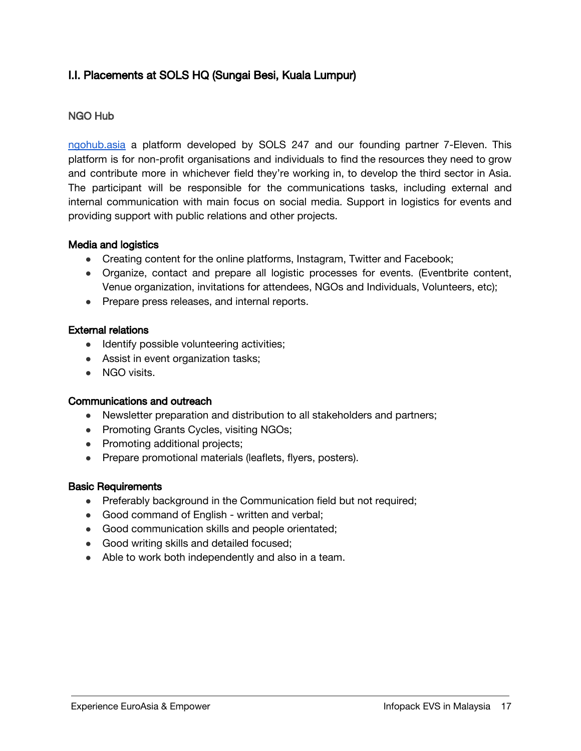## I.I. Placements at SOLS HQ (Sungai Besi, Kuala Lumpur)

### NGO Hub

ngohub.asia a platform developed by SOLS 247 and our founding partner 7-Eleven. This platform is for non-profit organisations and individuals to find the resources they need to grow and contribute more in whichever field they're working in, to develop the third sector in Asia. The participant will be responsible for the communications tasks, including external and internal communication with main focus on social media. Support in logistics for events and providing support with public relations and other projects.

**Media and logistics**

- Creating content for the online platforms, Instagram, Twitter and Facebook;
- Organize, contact and prepare all logistic processes for events. (Eventbrite content, Venue organization, invitations for attendees, NGOs and Individuals, Volunteers, etc);
- Prepare press releases, and internal reports.

**External relations**

- Identify possible volunteering activities;
- Assist in event organization tasks;
- NGO visits.

**Communications and outreach**

- Newsletter preparation and distribution to all stakeholders and partners;
- Promoting Grants Cycles, visiting NGOs;
- Promoting additional projects;
- Prepare promotional materials (leaflets, flyers, posters).

**Basic Requirements**

- Preferably background in the Communication field but not required;
- Good command of English - written and verbal;
- Good communication skills and people orientated;
- Good writing skills and detailed focused;
- Able to work both independently and also in a team.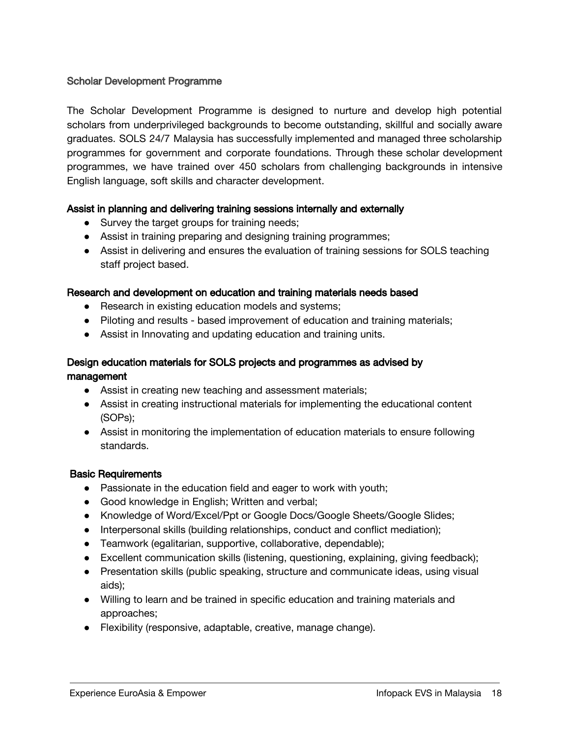## Scholar Development Programme

The Scholar Development Programme is designed to nurture and develop high potential scholars from underprivileged backgrounds to become outstanding, skillful and socially aware graduates. SOLS 24/7 Malaysia has successfully implemented and managed three scholarship programmes for government and corporate foundations. Through these scholar development programmes, we have trained over 450 scholars from challenging backgrounds in intensive English language, soft skills and character development.

### Assist in planning and delivering training sessions internally and externally

- Survey the target groups for training needs;
- Assist in training preparing and designing training programmes;
- Assist in delivering and ensures the evaluation of training sessions for SOLS teaching staff project based.

### Research and development on education and training materials needs based

- Research in existing education models and systems;
- Piloting and results - based improvement of education and training materials;
- Assist in Innovating and updating education and training units.

### Design education materials for SOLS projects and programmes as advised by management

- Assist in creating new teaching and assessment materials;
- Assist in creating instructional materials for implementing the educational content (SOPs);
- Assist in monitoring the implementation of education materials to ensure following standards.

### Basic Requirements

- Passionate in the education field and eager to work with youth;
- Good knowledge in English; Written and verbal;
- Knowledge of Word/Excel/Ppt or Google Docs/Google Sheets/Google Slides;
- Interpersonal skills (building relationships, conduct and conflict mediation);
- Teamwork (egalitarian, supportive, collaborative, dependable);
- Excellent communication skills (listening, questioning, explaining, giving feedback);
- Presentation skills (public speaking, structure and communicate ideas, using visual aids);
- Willing to learn and be trained in specific education and training materials and approaches;
- Flexibility (responsive, adaptable, creative, manage change).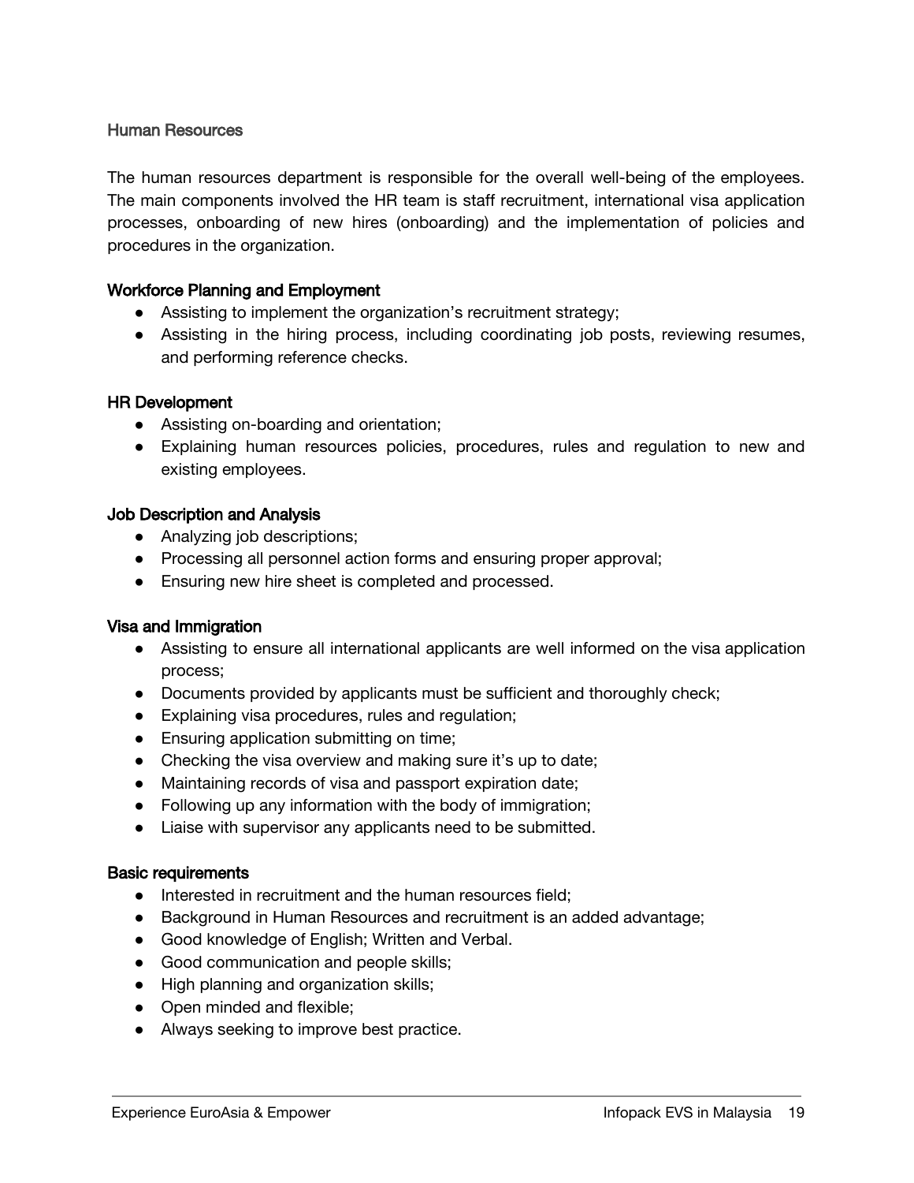## Human Resources

The human resources department is responsible for the overall well-being of the employees. The main components involved the HR team is staff recruitment, international visa application processes, onboarding of new hires (onboarding) and the implementation of policies and procedures in the organization.

### Workforce Planning and Employment

- Assisting to implement the organization's recruitment strategy;
- Assisting in the hiring process, including coordinating job posts, reviewing resumes, and performing reference checks.

### HR Development

- Assisting on-boarding and orientation;
- Explaining human resources policies, procedures, rules and regulation to new and existing employees.

### Job Description and Analysis

- Analyzing job descriptions;
- Processing all personnel action forms and ensuring proper approval;
- Ensuring new hire sheet is completed and processed.

### Visa and Immigration

- Assisting to ensure all international applicants are well informed on the visa application process;
- Documents provided by applicants must be sufficient and thoroughly check;
- Explaining visa procedures, rules and regulation;
- Ensuring application submitting on time;
- Checking the visa overview and making sure it's up to date;
- Maintaining records of visa and passport expiration date;
- Following up any information with the body of immigration;
- Liaise with supervisor any applicants need to be submitted.

### Basic requirements

- Interested in recruitment and the human resources field;
- Background in Human Resources and recruitment is an added advantage;
- Good knowledge of English; Written and Verbal.
- Good communication and people skills;
- High planning and organization skills;
- Open minded and flexible;
- Always seeking to improve best practice.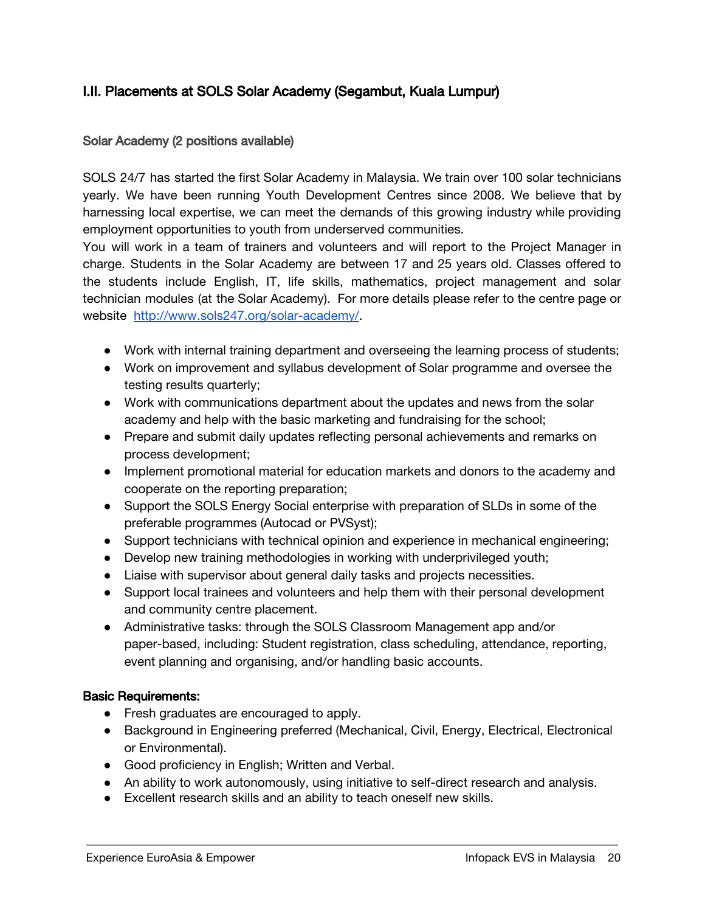## I.II. Placements at SOLS Solar Academy (Segambut, Kuala Lumpur)

### Solar Academy (2 positions available)

SOLS 24/7 has started the first Solar Academy in Malaysia. We train over 100 solar technicians yearly. We have been running Youth Development Centres since 2008. We believe that by harnessing local expertise, we can meet the demands of this growing industry while providing employment opportunities to youth from underserved communities.
You will work in a team of trainers and volunteers and will report to the Project Manager in charge. Students in the Solar Academy are between 17 and 25 years old. Classes offered to the students include English, IT, life skills, mathematics, project management and solar technician modules (at the Solar Academy). For more details please refer to the centre page or website [http://www.sols247.org/solar-academy/](http://www.sols247.org/solar-academy/).

- Work with internal training department and overseeing the learning process of students;
- Work on improvement and syllabus development of Solar programme and oversee the testing results quarterly;
- Work with communications department about the updates and news from the solar academy and help with the basic marketing and fundraising for the school;
- Prepare and submit daily updates reflecting personal achievements and remarks on process development;
- Implement promotional material for education markets and donors to the academy and cooperate on the reporting preparation;
- Support the SOLS Energy Social enterprise with preparation of SLDs in some of the preferable programmes (Autocad or PVSyst);
- Support technicians with technical opinion and experience in mechanical engineering;
- Develop new training methodologies in working with underprivileged youth;
- Liaise with supervisor about general daily tasks and projects necessities.
- Support local trainees and volunteers and help them with their personal development and community centre placement.
- Administrative tasks: through the SOLS Classroom Management app and/or paper-based, including: Student registration, class scheduling, attendance, reporting, event planning and organising, and/or handling basic accounts.

**Basic Requirements:**

- Fresh graduates are encouraged to apply.
- Background in Engineering preferred (Mechanical, Civil, Energy, Electrical, Electronical or Environmental).
- Good proficiency in English; Written and Verbal.
- An ability to work autonomously, using initiative to self-direct research and analysis.
- Excellent research skills and an ability to teach oneself new skills.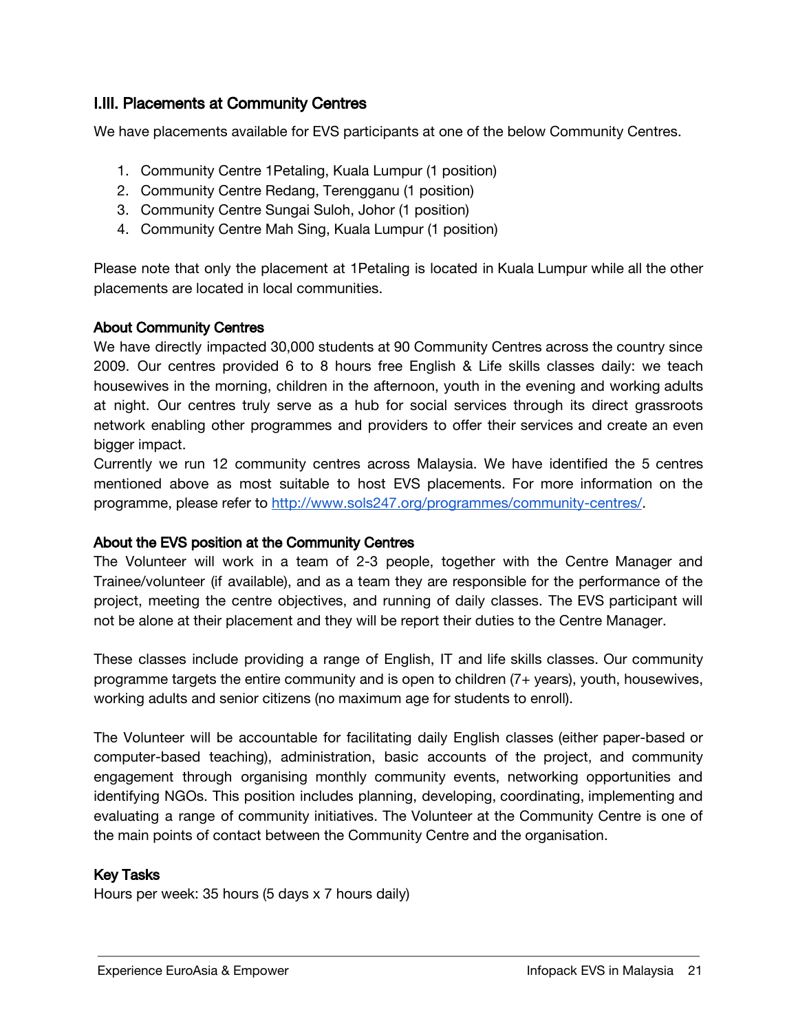## I.III. Placements at Community Centres

We have placements available for EVS participants at one of the below Community Centres.

1. Community Centre 1Petaling, Kuala Lumpur (1 position)
2. Community Centre Redang, Terengganu (1 position)
3. Community Centre Sungai Suloh, Johor (1 position)
4. Community Centre Mah Sing, Kuala Lumpur (1 position)

Please note that only the placement at 1Petaling is located in Kuala Lumpur while all the other placements are located in local communities.

**About Community Centres**

We have directly impacted 30,000 students at 90 Community Centres across the country since 2009. Our centres provided 6 to 8 hours free English & Life skills classes daily: we teach housewives in the morning, children in the afternoon, youth in the evening and working adults at night. Our centres truly serve as a hub for social services through its direct grassroots network enabling other programmes and providers to offer their services and create an even bigger impact.

Currently we run 12 community centres across Malaysia. We have identified the 5 centres mentioned above as most suitable to host EVS placements. For more information on the programme, please refer to [http://www.sols247.org/programmes/community-centres/](http://www.sols247.org/programmes/community-centres/).

**About the EVS position at the Community Centres**

The Volunteer will work in a team of 2-3 people, together with the Centre Manager and Trainee/volunteer (if available), and as a team they are responsible for the performance of the project, meeting the centre objectives, and running of daily classes. The EVS participant will not be alone at their placement and they will be report their duties to the Centre Manager.

These classes include providing a range of English, IT and life skills classes. Our community programme targets the entire community and is open to children (7+ years), youth, housewives, working adults and senior citizens (no maximum age for students to enroll).

The Volunteer will be accountable for facilitating daily English classes (either paper-based or computer-based teaching), administration, basic accounts of the project, and community engagement through organising monthly community events, networking opportunities and identifying NGOs. This position includes planning, developing, coordinating, implementing and evaluating a range of community initiatives. The Volunteer at the Community Centre is one of the main points of contact between the Community Centre and the organisation.

**Key Tasks**

Hours per week: 35 hours (5 days x 7 hours daily)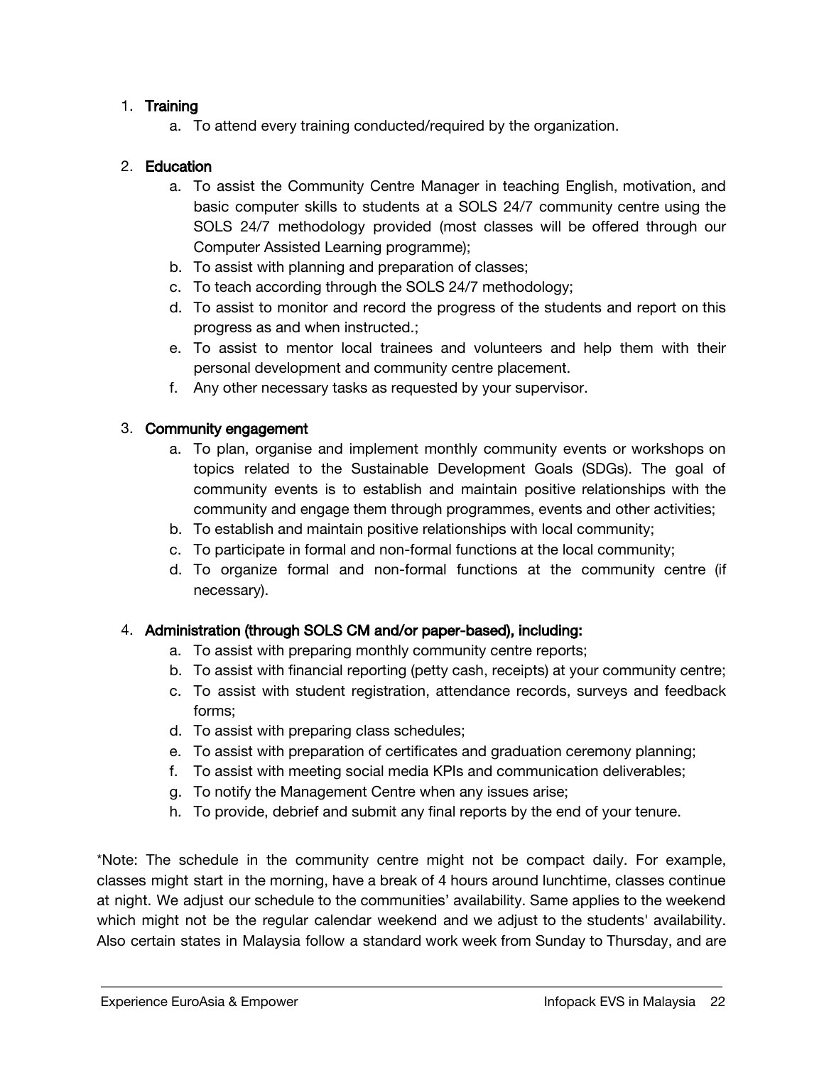1. **Training**
    a. To attend every training conducted/required by the organization.

2. **Education**
    a. To assist the Community Centre Manager in teaching English, motivation, and basic computer skills to students at a SOLS 24/7 community centre using the SOLS 24/7 methodology provided (most classes will be offered through our Computer Assisted Learning programme);
    b. To assist with planning and preparation of classes;
    c. To teach according through the SOLS 24/7 methodology;
    d. To assist to monitor and record the progress of the students and report on this progress as and when instructed.;
    e. To assist to mentor local trainees and volunteers and help them with their personal development and community centre placement.
    f. Any other necessary tasks as requested by your supervisor.

3. **Community engagement**
    a. To plan, organise and implement monthly community events or workshops on topics related to the Sustainable Development Goals (SDGs). The goal of community events is to establish and maintain positive relationships with the community and engage them through programmes, events and other activities;
    b. To establish and maintain positive relationships with local community;
    c. To participate in formal and non-formal functions at the local community;
    d. To organize formal and non-formal functions at the community centre (if necessary).

4. **Administration (through SOLS CM and/or paper-based), including:**
    a. To assist with preparing monthly community centre reports;
    b. To assist with financial reporting (petty cash, receipts) at your community centre;
    c. To assist with student registration, attendance records, surveys and feedback forms;
    d. To assist with preparing class schedules;
    e. To assist with preparation of certificates and graduation ceremony planning;
    f. To assist with meeting social media KPIs and communication deliverables;
    g. To notify the Management Centre when any issues arise;
    h. To provide, debrief and submit any final reports by the end of your tenure.

*Note: The schedule in the community centre might not be compact daily. For example, classes might start in the morning, have a break of 4 hours around lunchtime, classes continue at night. We adjust our schedule to the communities' availability. Same applies to the weekend which might not be the regular calendar weekend and we adjust to the students' availability. Also certain states in Malaysia follow a standard work week from Sunday to Thursday, and are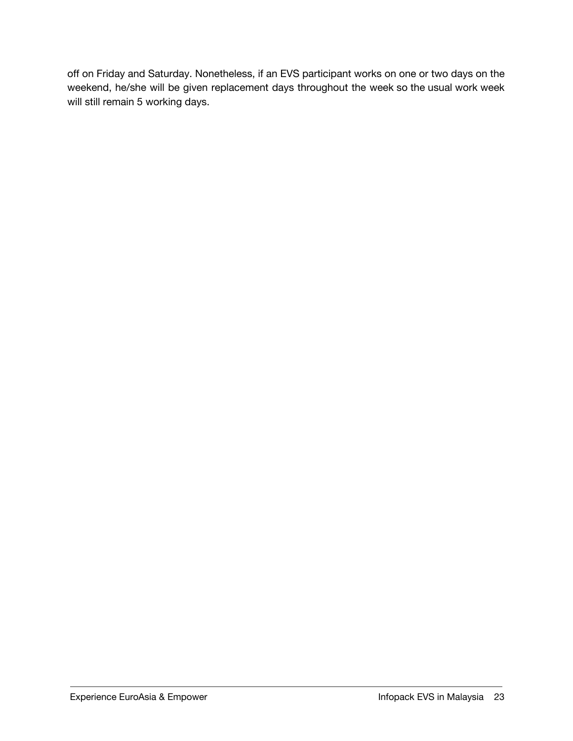off on Friday and Saturday. Nonetheless, if an EVS participant works on one or two days on the weekend, he/she will be given replacement days throughout the week so the usual work week will still remain 5 working days.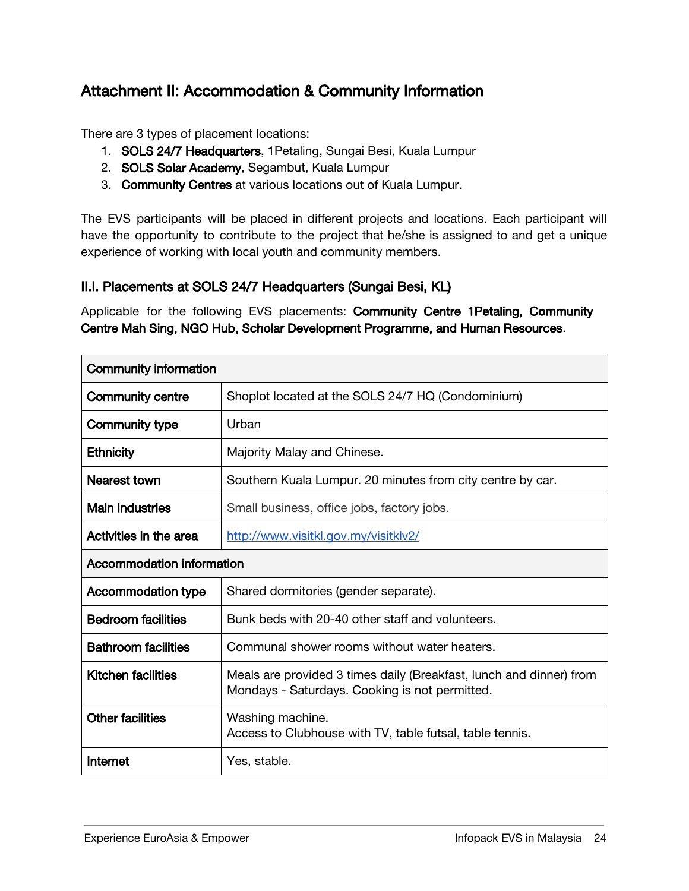## Attachment II: Accommodation & Community Information

There are 3 types of placement locations:

1. **SOLS 24/7 Headquarters**, 1Petaling, Sungai Besi, Kuala Lumpur
2. **SOLS Solar Academy**, Segambut, Kuala Lumpur
3. **Community Centres** at various locations out of Kuala Lumpur.

The EVS participants will be placed in different projects and locations. Each participant will have the opportunity to contribute to the project that he/she is assigned to and get a unique experience of working with local youth and community members.

### II.I. Placements at SOLS 24/7 Headquarters (Sungai Besi, KL)

Applicable for the following EVS placements: **Community Centre 1Petaling, Community Centre Mah Sing, NGO Hub, Scholar Development Programme, and Human Resources**.

| **Community information** | |
|---|---|
| **Community centre** | Shoplot located at the SOLS 24/7 HQ (Condominium) |
| **Community type** | Urban |
| **Ethnicity** | Majority Malay and Chinese. |
| **Nearest town** | Southern Kuala Lumpur. 20 minutes from city centre by car. |
| **Main industries** | Small business, office jobs, factory jobs. |
| **Activities in the area** | http://www.visitkl.gov.my/visitklv2/ |
| **Accommodation information** | |
| **Accommodation type** | Shared dormitories (gender separate). |
| **Bedroom facilities** | Bunk beds with 20-40 other staff and volunteers. |
| **Bathroom facilities** | Communal shower rooms without water heaters. |
| **Kitchen facilities** | Meals are provided 3 times daily (Breakfast, lunch and dinner) from Mondays - Saturdays. Cooking is not permitted. |
| **Other facilities** | Washing machine.<br>Access to Clubhouse with TV, table futsal, table tennis. |
| **Internet** | Yes, stable. |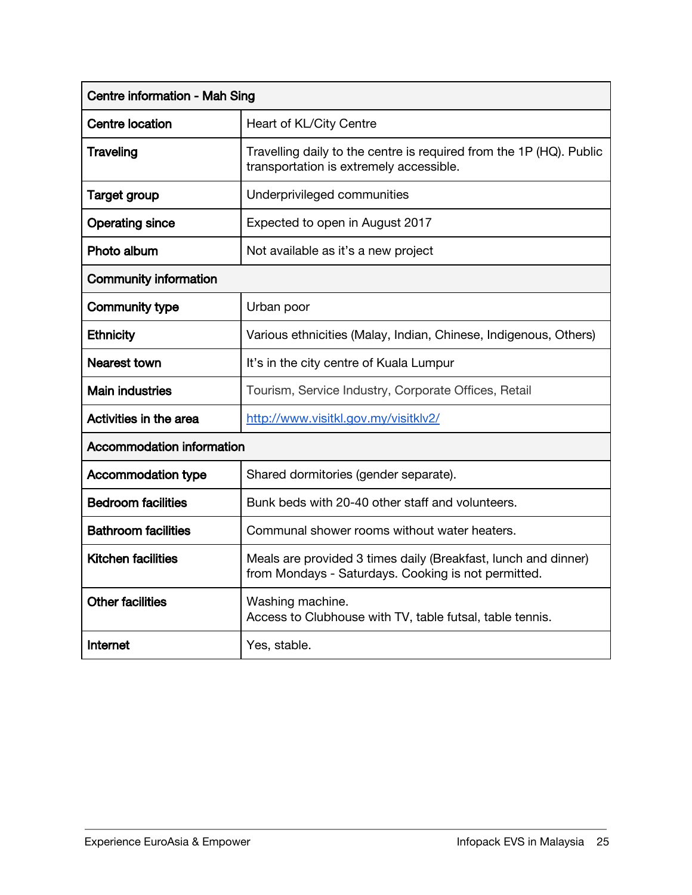| Centre information - Mah Sing | |
|---|---|
| **Centre location** | Heart of KL/City Centre |
| **Traveling** | Travelling daily to the centre is required from the 1P (HQ). Public transportation is extremely accessible. |
| **Target group** | Underprivileged communities |
| **Operating since** | Expected to open in August 2017 |
| **Photo album** | Not available as it's a new project |
| **Community information** | |
| **Community type** | Urban poor |
| **Ethnicity** | Various ethnicities (Malay, Indian, Chinese, Indigenous, Others) |
| **Nearest town** | It's in the city centre of Kuala Lumpur |
| **Main industries** | Tourism, Service Industry, Corporate Offices, Retail |
| **Activities in the area** | http://www.visitkl.gov.my/visitklv2/ |
| **Accommodation information** | |
| **Accommodation type** | Shared dormitories (gender separate). |
| **Bedroom facilities** | Bunk beds with 20-40 other staff and volunteers. |
| **Bathroom facilities** | Communal shower rooms without water heaters. |
| **Kitchen facilities** | Meals are provided 3 times daily (Breakfast, lunch and dinner) from Mondays - Saturdays. Cooking is not permitted. |
| **Other facilities** | Washing machine.<br>Access to Clubhouse with TV, table futsal, table tennis. |
| **Internet** | Yes, stable. |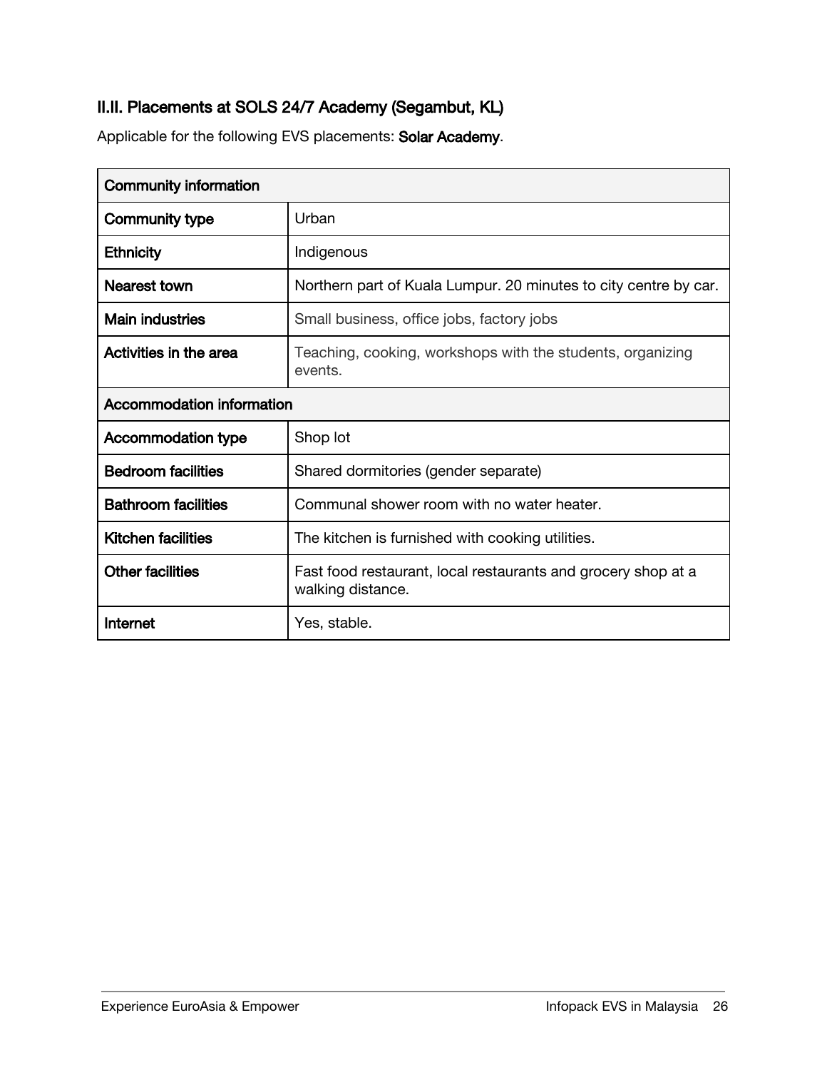## II.II. Placements at SOLS 24/7 Academy (Segambut, KL)

Applicable for the following EVS placements: **Solar Academy**.

| **Community information** | |
|---|---|
| **Community type** | Urban |
| **Ethnicity** | Indigenous |
| **Nearest town** | Northern part of Kuala Lumpur. 20 minutes to city centre by car. |
| **Main industries** | Small business, office jobs, factory jobs |
| **Activities in the area** | Teaching, cooking, workshops with the students, organizing events. |
| **Accommodation information** | |
| **Accommodation type** | Shop lot |
| **Bedroom facilities** | Shared dormitories (gender separate) |
| **Bathroom facilities** | Communal shower room with no water heater. |
| **Kitchen facilities** | The kitchen is furnished with cooking utilities. |
| **Other facilities** | Fast food restaurant, local restaurants and grocery shop at a walking distance. |
| **Internet** | Yes, stable. |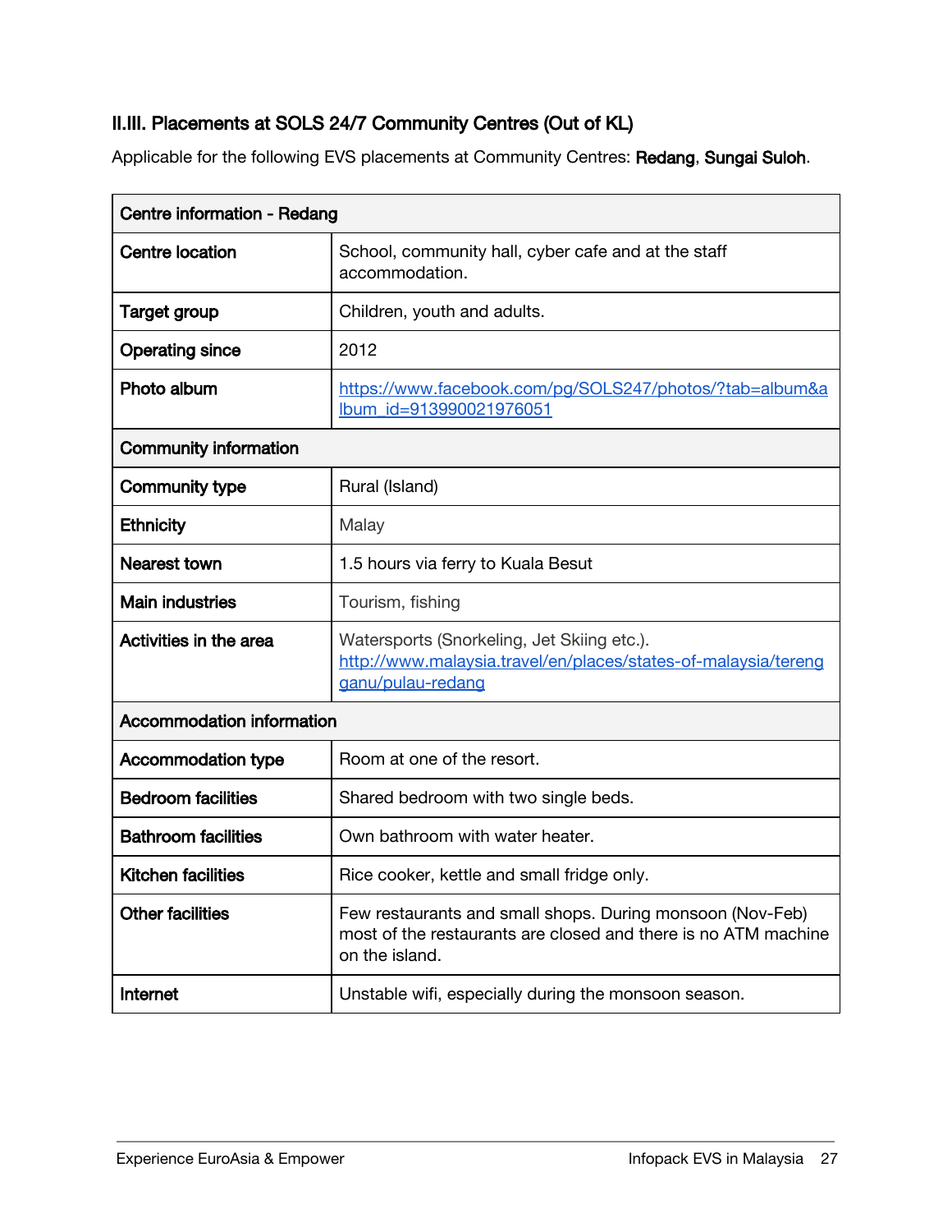### II.III. Placements at SOLS 24/7 Community Centres (Out of KL)

Applicable for the following EVS placements at Community Centres: **Redang**, **Sungai Suloh**.

| **Centre information - Redang** | |
|---|---|
| **Centre location** | School, community hall, cyber cafe and at the staff accommodation. |
| **Target group** | Children, youth and adults. |
| **Operating since** | 2012 |
| **Photo album** | https://www.facebook.com/pg/SOLS247/photos/?tab=album&album_id=913990021976051 |
| **Community information** | |
| **Community type** | Rural (Island) |
| **Ethnicity** | Malay |
| **Nearest town** | 1.5 hours via ferry to Kuala Besut |
| **Main industries** | Tourism, fishing |
| **Activities in the area** | Watersports (Snorkeling, Jet Skiing etc.). http://www.malaysia.travel/en/places/states-of-malaysia/terengganu/pulau-redang |
| **Accommodation information** | |
| **Accommodation type** | Room at one of the resort. |
| **Bedroom facilities** | Shared bedroom with two single beds. |
| **Bathroom facilities** | Own bathroom with water heater. |
| **Kitchen facilities** | Rice cooker, kettle and small fridge only. |
| **Other facilities** | Few restaurants and small shops. During monsoon (Nov-Feb) most of the restaurants are closed and there is no ATM machine on the island. |
| **Internet** | Unstable wifi, especially during the monsoon season. |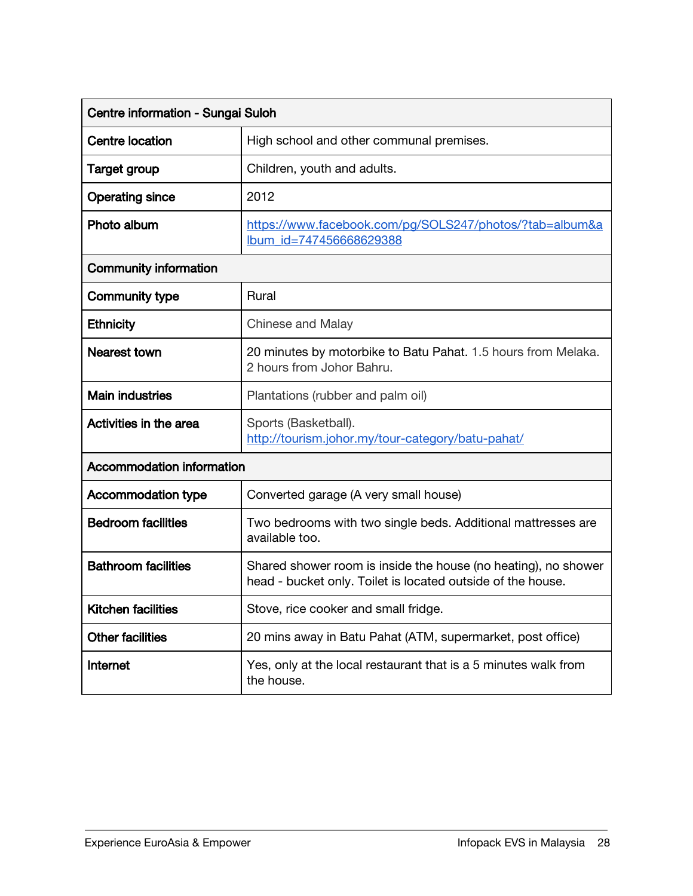| Centre information - Sungai Suloh | |
| --- | --- |
| **Centre location** | High school and other communal premises. |
| **Target group** | Children, youth and adults. |
| **Operating since** | 2012 |
| **Photo album** | https://www.facebook.com/pg/SOLS247/photos/?tab=album&album_id=747456668629388 |
| **Community information** | |
| **Community type** | Rural |
| **Ethnicity** | Chinese and Malay |
| **Nearest town** | 20 minutes by motorbike to Batu Pahat. 1.5 hours from Melaka. 2 hours from Johor Bahru. |
| **Main industries** | Plantations (rubber and palm oil) |
| **Activities in the area** | Sports (Basketball). http://tourism.johor.my/tour-category/batu-pahat/ |
| **Accommodation information** | |
| **Accommodation type** | Converted garage (A very small house) |
| **Bedroom facilities** | Two bedrooms with two single beds. Additional mattresses are available too. |
| **Bathroom facilities** | Shared shower room is inside the house (no heating), no shower head - bucket only. Toilet is located outside of the house. |
| **Kitchen facilities** | Stove, rice cooker and small fridge. |
| **Other facilities** | 20 mins away in Batu Pahat (ATM, supermarket, post office) |
| **Internet** | Yes, only at the local restaurant that is a 5 minutes walk from the house. |